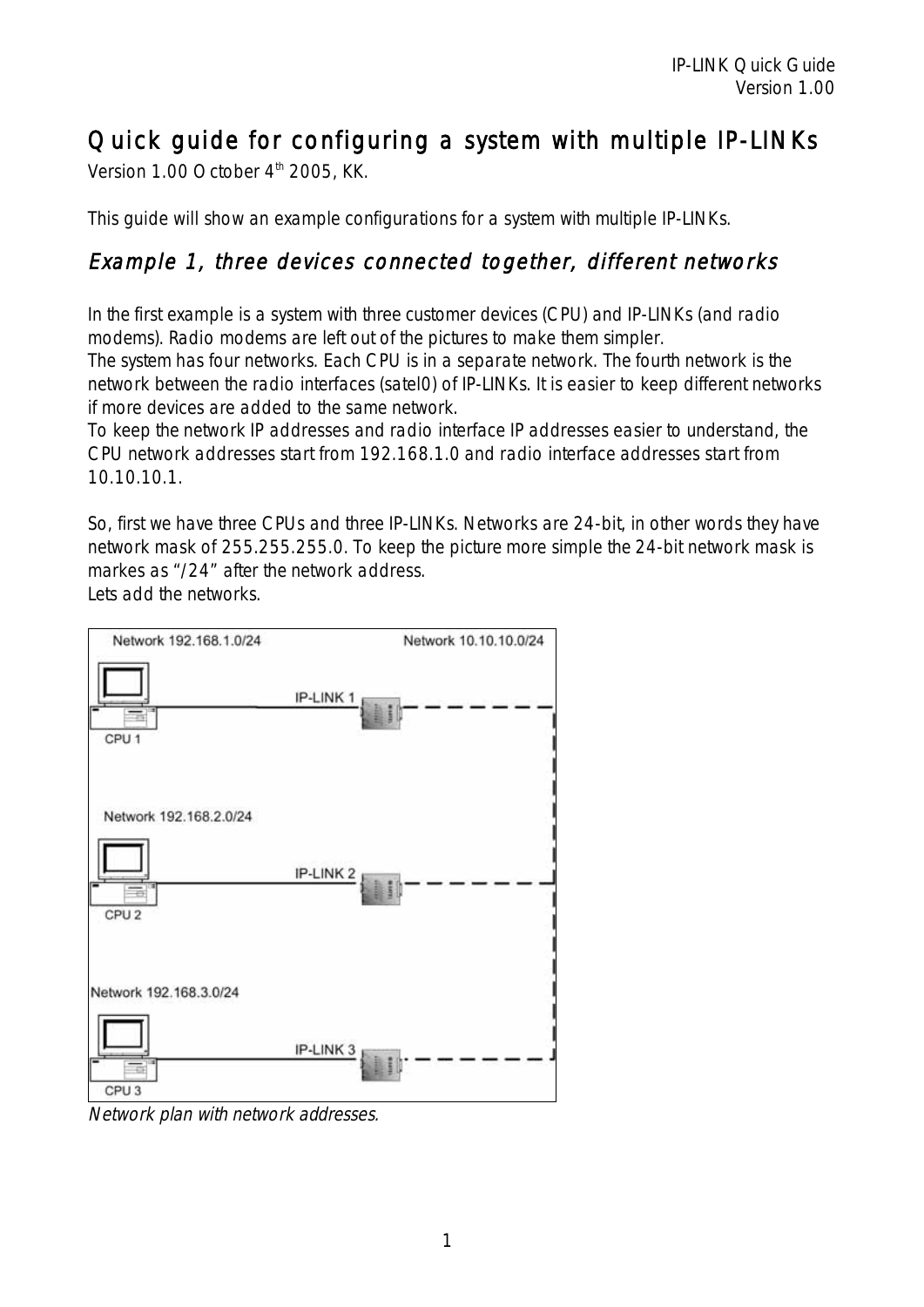# Quick guide for configuring a system with multiple IP-LINKs

Version 1.00 October 4th 2005, KK.

This guide will show an example configurations for a system with multiple IP-LINKs.

## Example 1, three devices connected together, different networks

In the first example is a system with three customer devices (CPU) and IP-LINKs (and radio modems). Radio modems are left out of the pictures to make them simpler.
The system has four networks. Each CPU is in a separate network. The fourth network is the network between the radio interfaces (satel0) of IP-LINKs. It is easier to keep different networks if more devices are added to the same network.
To keep the network IP addresses and radio interface IP addresses easier to understand, the CPU network addresses start from 192.168.1.0 and radio interface addresses start from 10.10.10.1.

So, first we have three CPUs and three IP-LINKs. Networks are 24-bit, in other words they have network mask of 255.255.255.0. To keep the picture more simple the 24-bit network mask is markes as "/24" after the network address.
Lets add the networks.

Network 192.168.1.0/24
Network 10.10.10.0/24
IP-LINK 1
CPU 1
Network 192.168.2.0/24
IP-LINK 2
CPU 2
Network 192.168.3.0/24
IP-LINK 3
CPU 3

*Network plan with network addresses.*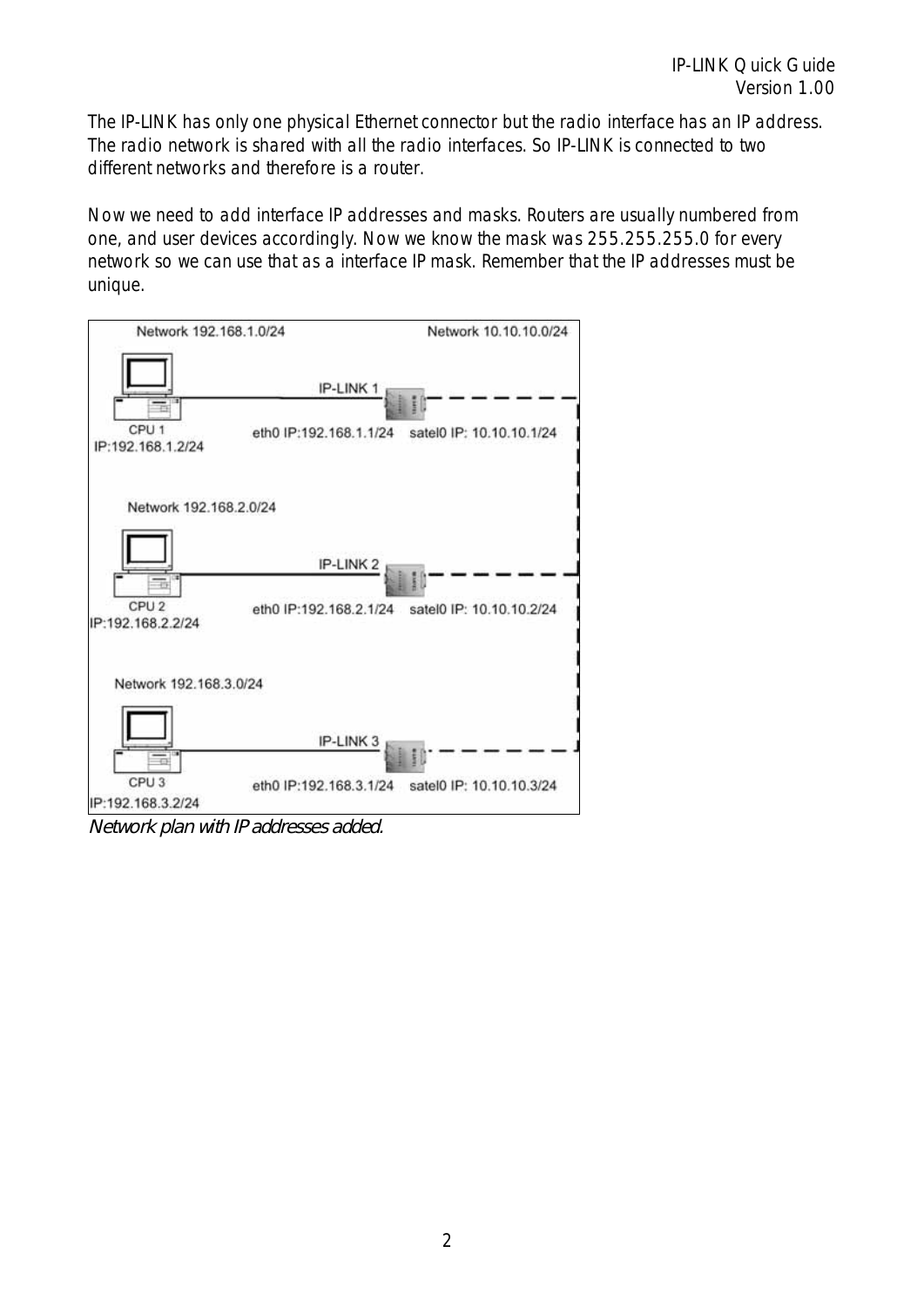The IP-LINK has only one physical Ethernet connector but the radio interface has an IP address. The radio network is shared with all the radio interfaces. So IP-LINK is connected to two different networks and therefore is a router.

Now we need to add interface IP addresses and masks. Routers are usually numbered from one, and user devices accordingly. Now we know the mask was 255.255.255.0 for every network so we can use that as a interface IP mask. Remember that the IP addresses must be unique.

Network 192.168.1.0/24
Network 10.10.10.0/24
IP-LINK 1
CPU 1
IP:192.168.1.2/24
eth0 IP:192.168.1.1/24
satel0 IP: 10.10.10.1/24

Network 192.168.2.0/24
IP-LINK 2
CPU 2
IP:192.168.2.2/24
eth0 IP:192.168.2.1/24
satel0 IP: 10.10.10.2/24

Network 192.168.3.0/24
IP-LINK 3
CPU 3
IP:192.168.3.2/24
eth0 IP:192.168.3.1/24
satel0 IP: 10.10.10.3/24

*Network plan with IP addresses added.*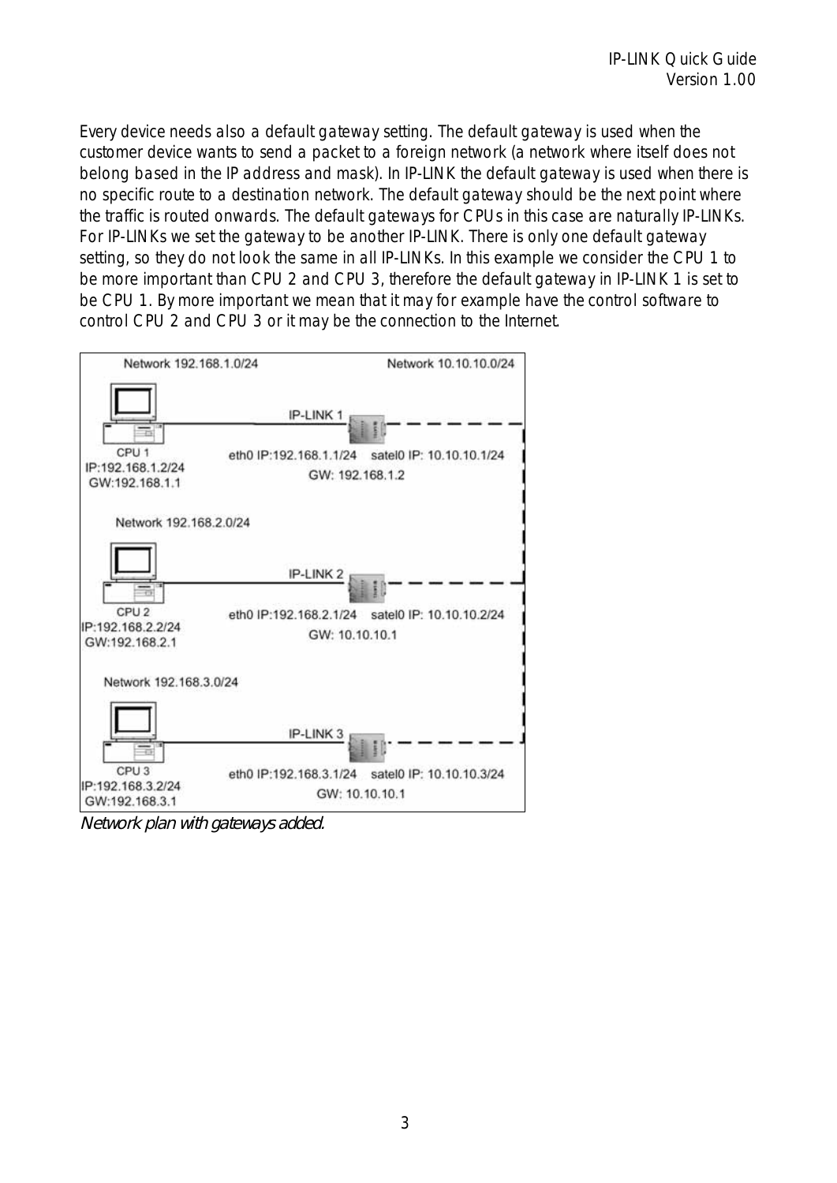Every device needs also a default gateway setting. The default gateway is used when the customer device wants to send a packet to a foreign network (a network where itself does not belong based in the IP address and mask). In IP-LINK the default gateway is used when there is no specific route to a destination network. The default gateway should be the next point where the traffic is routed onwards. The default gateways for CPUs in this case are naturally IP-LINKs. For IP-LINKs we set the gateway to be another IP-LINK. There is only one default gateway setting, so they do not look the same in all IP-LINKs. In this example we consider the CPU 1 to be more important than CPU 2 and CPU 3, therefore the default gateway in IP-LINK 1 is set to be CPU 1. By more important we mean that it may for example have the control software to control CPU 2 and CPU 3 or it may be the connection to the Internet.

Network 192.168.1.0/24
Network 10.10.10.0/24
IP-LINK 1
CPU 1
IP:192.168.1.2/24
GW:192.168.1.1
eth0 IP:192.168.1.1/24
satel0 IP: 10.10.10.1/24
GW: 192.168.1.2

Network 192.168.2.0/24
IP-LINK 2
CPU 2
IP:192.168.2.2/24
GW:192.168.2.1
eth0 IP:192.168.2.1/24
satel0 IP: 10.10.10.2/24
GW: 10.10.10.1

Network 192.168.3.0/24
IP-LINK 3
CPU 3
IP:192.168.3.2/24
GW:192.168.3.1
eth0 IP:192.168.3.1/24
satel0 IP: 10.10.10.3/24
GW: 10.10.10.1

*Network plan with gateways added.*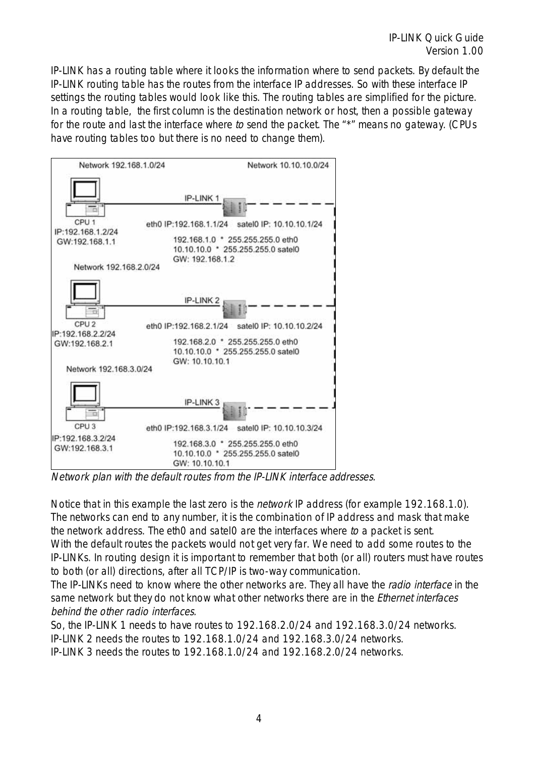IP-LINK has a routing table where it looks the information where to send packets. By default the IP-LINK routing table has the routes from the interface IP addresses. So with these interface IP settings the routing tables would look like this. The routing tables are simplified for the picture. In a routing table, the first column is the destination network or host, then a possible gateway for the route and last the interface where *to* send the packet. The "*" means no gateway. (CPUs have routing tables too but there is no need to change them).

Network 192.168.1.0/24

Network 10.10.10.0/24

IP-LINK 1

CPU 1
IP:192.168.1.2/24
GW:192.168.1.1

eth0 IP:192.168.1.1/24 satel0 IP: 10.10.10.1/24

192.168.1.0 * 255.255.255.0 eth0
10.10.10.0 * 255.255.255.0 satel0
GW: 192.168.1.2

Network 192.168.2.0/24

IP-LINK 2

CPU 2
IP:192.168.2.2/24
GW:192.168.2.1

eth0 IP:192.168.2.1/24 satel0 IP: 10.10.10.2/24

192.168.2.0 * 255.255.255.0 eth0
10.10.10.0 * 255.255.255.0 satel0
GW: 10.10.10.1

Network 192.168.3.0/24

IP-LINK 3

CPU 3
IP:192.168.3.2/24
GW:192.168.3.1

eth0 IP:192.168.3.1/24 satel0 IP: 10.10.10.3/24

192.168.3.0 * 255.255.255.0 eth0
10.10.10.0 * 255.255.255.0 satel0
GW: 10.10.10.1

*Network plan with the default routes from the IP-LINK interface addresses.*

Notice that in this example the last zero is the *network* IP address (for example 192.168.1.0). The networks can end to any number, it is the combination of IP address and mask that make the network address. The eth0 and satel0 are the interfaces where *to* a packet is sent.
With the default routes the packets would not get very far. We need to add some routes to the IP-LINKs. In routing design it is important to remember that both (or all) routers must have routes to both (or all) directions, after all TCP/IP is two-way communication.
The IP-LINKs need to know where the other networks are. They all have the *radio interface* in the same network but they do not know what other networks there are in the *Ethernet interfaces behind the other radio interfaces.*
So, the IP-LINK 1 needs to have routes to 192.168.2.0/24 and 192.168.3.0/24 networks.
IP-LINK 2 needs the routes to 192.168.1.0/24 and 192.168.3.0/24 networks.
IP-LINK 3 needs the routes to 192.168.1.0/24 and 192.168.2.0/24 networks.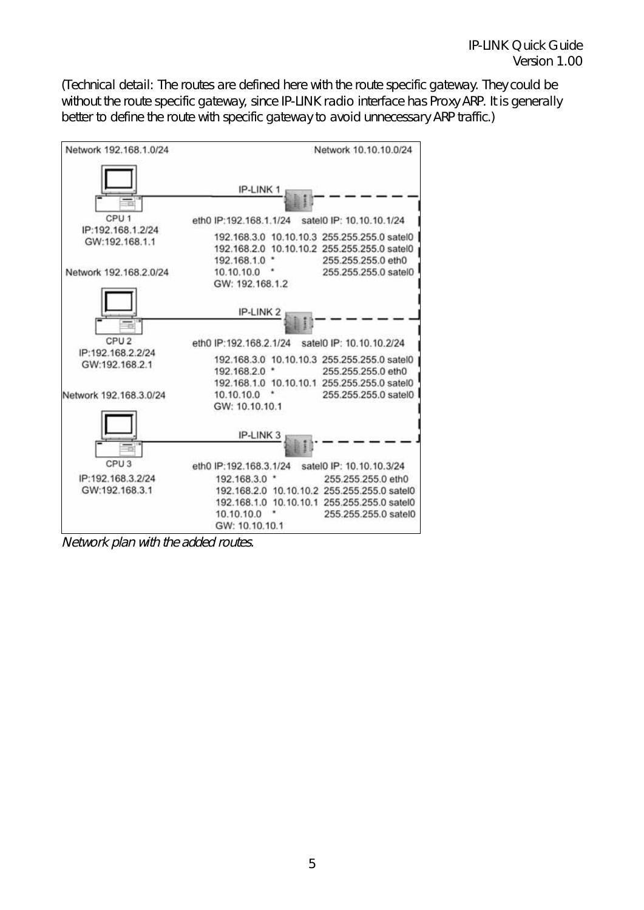(Technical detail: The routes are defined here with the route specific gateway. They could be without the route specific gateway, since IP-LINK radio interface has Proxy ARP. It is generally better to define the route with specific gateway to avoid unnecessary ARP traffic.)

Network 192.168.1.0/24

Network 10.10.10.0/24

IP-LINK 1

CPU 1
IP:192.168.1.2/24
GW:192.168.1.1

eth0 IP:192.168.1.1/24 satel0 IP: 10.10.10.1/24

192.168.3.0 10.10.10.3 255.255.255.0 satel0
192.168.2.0 10.10.10.2 255.255.255.0 satel0
192.168.1.0 * 255.255.255.0 eth0
10.10.10.0 * 255.255.255.0 satel0
GW: 192.168.1.2

Network 192.168.2.0/24

IP-LINK 2

CPU 2
IP:192.168.2.2/24
GW:192.168.2.1

eth0 IP:192.168.2.1/24 satel0 IP: 10.10.10.2/24

192.168.3.0 10.10.10.3 255.255.255.0 satel0
192.168.2.0 * 255.255.255.0 eth0
192.168.1.0 10.10.10.1 255.255.255.0 satel0
10.10.10.0 * 255.255.255.0 satel0
GW: 10.10.10.1

Network 192.168.3.0/24

IP-LINK 3

CPU 3
IP:192.168.3.2/24
GW:192.168.3.1

eth0 IP:192.168.3.1/24 satel0 IP: 10.10.10.3/24

192.168.3.0 * 255.255.255.0 eth0
192.168.2.0 10.10.10.2 255.255.255.0 satel0
192.168.1.0 10.10.10.1 255.255.255.0 satel0
10.10.10.0 * 255.255.255.0 satel0
GW: 10.10.10.1

*Network plan with the added routes.*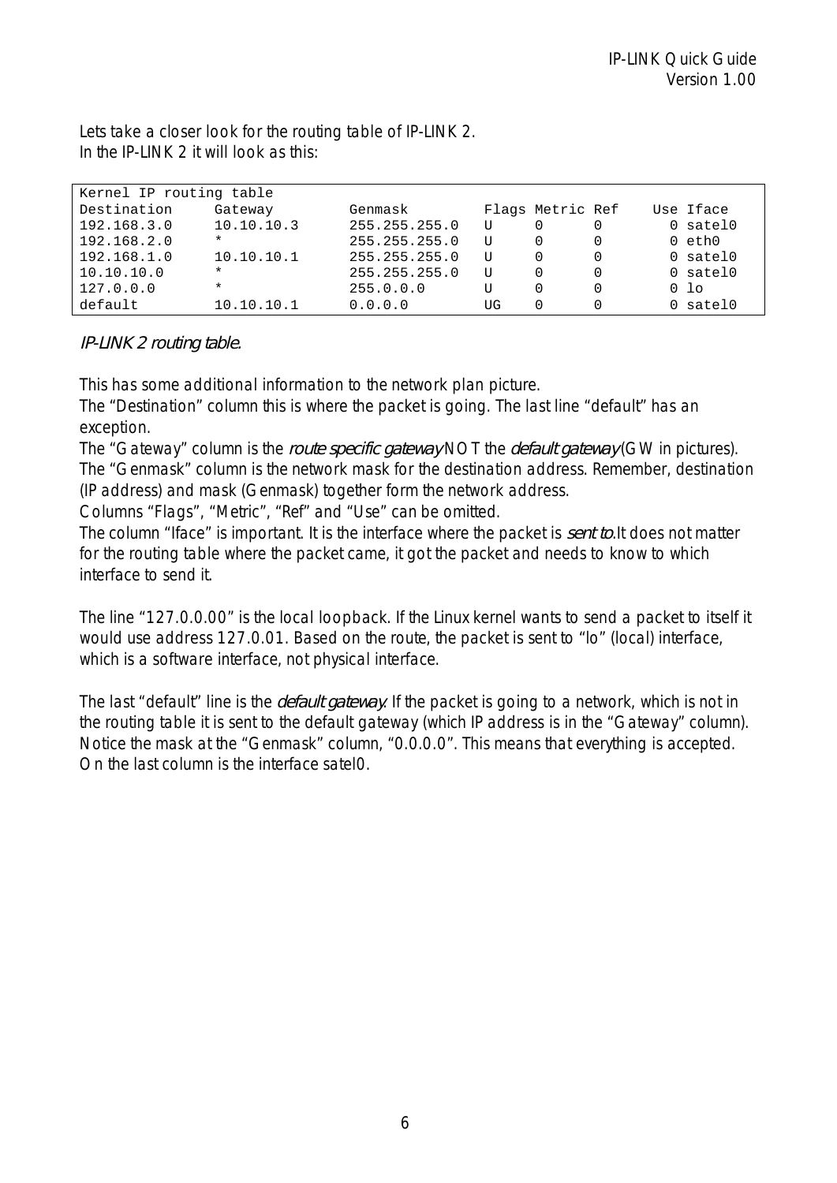Lets take a closer look for the routing table of IP-LINK 2.
In the IP-LINK 2 it will look as this:

```
Kernel IP routing table
Destination     Gateway         Genmask         Flags Metric Ref    Use Iface
192.168.3.0     10.10.10.3      255.255.255.0   U     0      0        0 satel0
192.168.2.0     *               255.255.255.0   U     0      0        0 eth0
192.168.1.0     10.10.10.1      255.255.255.0   U     0      0        0 satel0
10.10.10.0      *               255.255.255.0   U     0      0        0 satel0
127.0.0.0       *               255.0.0.0       U     0      0        0 lo
default         10.10.10.1      0.0.0.0         UG    0      0        0 satel0
```

*IP-LINK 2 routing table.*

This has some additional information to the network plan picture.
The "Destination" column this is where the packet is going. The last line "default" has an exception.
The "Gateway" column is the *route specific gateway* NOT the *default gateway* (GW in pictures).
The "Genmask" column is the network mask for the destination address. Remember, destination (IP address) and mask (Genmask) together form the network address.
Columns "Flags", "Metric", "Ref" and "Use" can be omitted.
The column "Iface" is important. It is the interface where the packet is *sent to*.It does not matter for the routing table where the packet came, it got the packet and needs to know to which interface to send it.

The line "127.0.0.00" is the local loopback. If the Linux kernel wants to send a packet to itself it would use address 127.0.01. Based on the route, the packet is sent to "lo" (local) interface, which is a software interface, not physical interface.

The last "default" line is the *default gateway*. If the packet is going to a network, which is not in the routing table it is sent to the default gateway (which IP address is in the "Gateway" column). Notice the mask at the "Genmask" column, "0.0.0.0". This means that everything is accepted. On the last column is the interface satel0.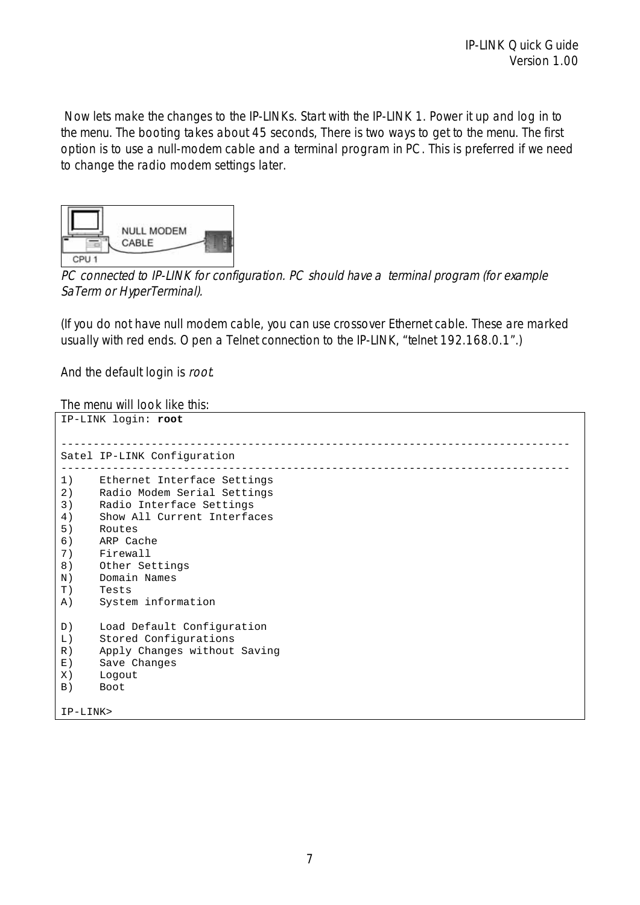Now lets make the changes to the IP-LINKs. Start with the IP-LINK 1. Power it up and log in to the menu. The booting takes about 45 seconds, There is two ways to get to the menu. The first option is to use a null-modem cable and a terminal program in PC. This is preferred if we need to change the radio modem settings later.

NULL MODEM
CABLE
CPU 1

*PC connected to IP-LINK for configuration. PC should have a terminal program (for example SaTerm or HyperTerminal).*

(If you do not have null modem cable, you can use crossover Ethernet cable. These are marked usually with red ends. Open a Telnet connection to the IP-LINK, "telnet 192.168.0.1".)

And the default login is *root*.

The menu will look like this:

```
IP-LINK login: root

------------------------------------------------------------------------------
Satel IP-LINK Configuration
------------------------------------------------------------------------------
1)    Ethernet Interface Settings
2)    Radio Modem Serial Settings
3)    Radio Interface Settings
4)    Show All Current Interfaces
5)    Routes
6)    ARP Cache
7)    Firewall
8)    Other Settings
N)    Domain Names
T)    Tests
A)    System information

D)    Load Default Configuration
L)    Stored Configurations
R)    Apply Changes without Saving
E)    Save Changes
X)    Logout
B)    Boot

IP-LINK>
```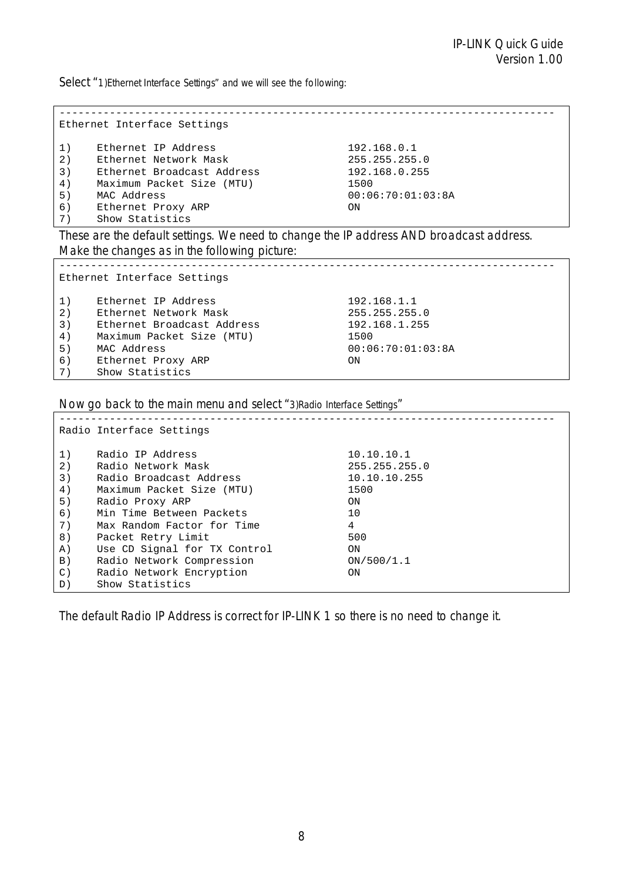Select “1)Ethernet Interface Settings” and we will see the following:

```
------------------------------------------------------------------------------
Ethernet Interface Settings

1)    Ethernet IP Address                    192.168.0.1
2)    Ethernet Network Mask                  255.255.255.0
3)    Ethernet Broadcast Address             192.168.0.255
4)    Maximum Packet Size (MTU)              1500
5)    MAC Address                            00:06:70:01:03:8A
6)    Ethernet Proxy ARP                     ON
7)    Show Statistics
```

These are the default settings. We need to change the IP address AND broadcast address. Make the changes as in the following picture:

```
------------------------------------------------------------------------------
Ethernet Interface Settings

1)    Ethernet IP Address                    192.168.1.1
2)    Ethernet Network Mask                  255.255.255.0
3)    Ethernet Broadcast Address             192.168.1.255
4)    Maximum Packet Size (MTU)              1500
5)    MAC Address                            00:06:70:01:03:8A
6)    Ethernet Proxy ARP                     ON
7)    Show Statistics
```

Now go back to the main menu and select “3)Radio Interface Settings”

```
------------------------------------------------------------------------------
Radio Interface Settings

1)    Radio IP Address                       10.10.10.1
2)    Radio Network Mask                     255.255.255.0
3)    Radio Broadcast Address                10.10.10.255
4)    Maximum Packet Size (MTU)              1500
5)    Radio Proxy ARP                        ON
6)    Min Time Between Packets               10
7)    Max Random Factor for Time             4
8)    Packet Retry Limit                     500
A)    Use CD Signal for TX Control           ON
B)    Radio Network Compression              ON/500/1.1
C)    Radio Network Encryption               ON
D)    Show Statistics
```

The default Radio IP Address is correct for IP-LINK 1 so there is no need to change it.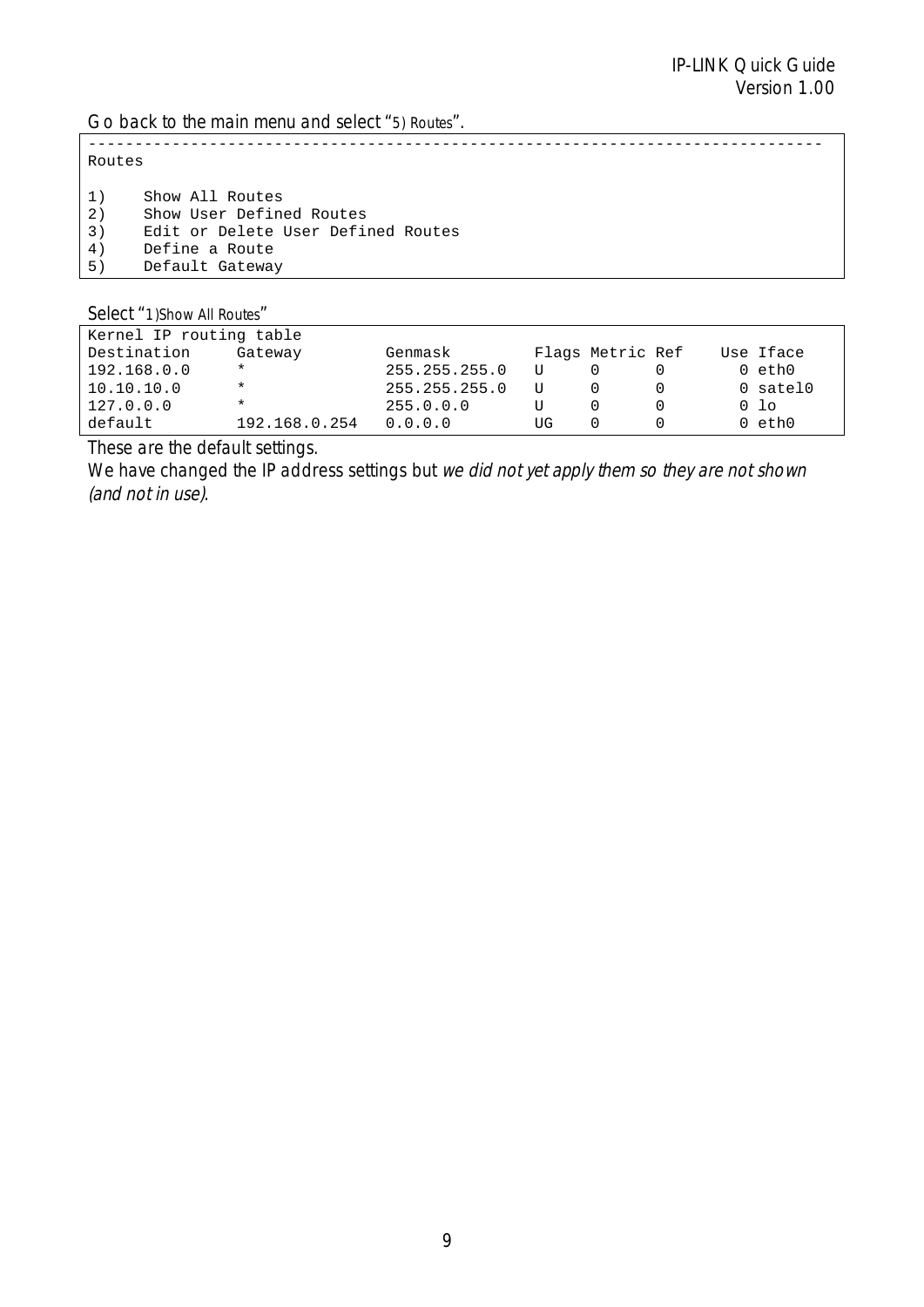Go back to the main menu and select "5) Routes".

```
--------------------------------------------------------------------------------
Routes

1)    Show All Routes
2)    Show User Defined Routes
3)    Edit or Delete User Defined Routes
4)    Define a Route
5)    Default Gateway
```

Select "1)Show All Routes"

```
Kernel IP routing table
Destination     Gateway         Genmask         Flags Metric Ref    Use Iface
192.168.0.0     *               255.255.255.0   U     0      0        0 eth0
10.10.10.0      *               255.255.255.0   U     0      0        0 satel0
127.0.0.0       *               255.0.0.0       U     0      0        0 lo
default         192.168.0.254   0.0.0.0         UG    0      0        0 eth0
```

These are the default settings.

We have changed the IP address settings but *we did not yet apply them so they are not shown (and not in use)*.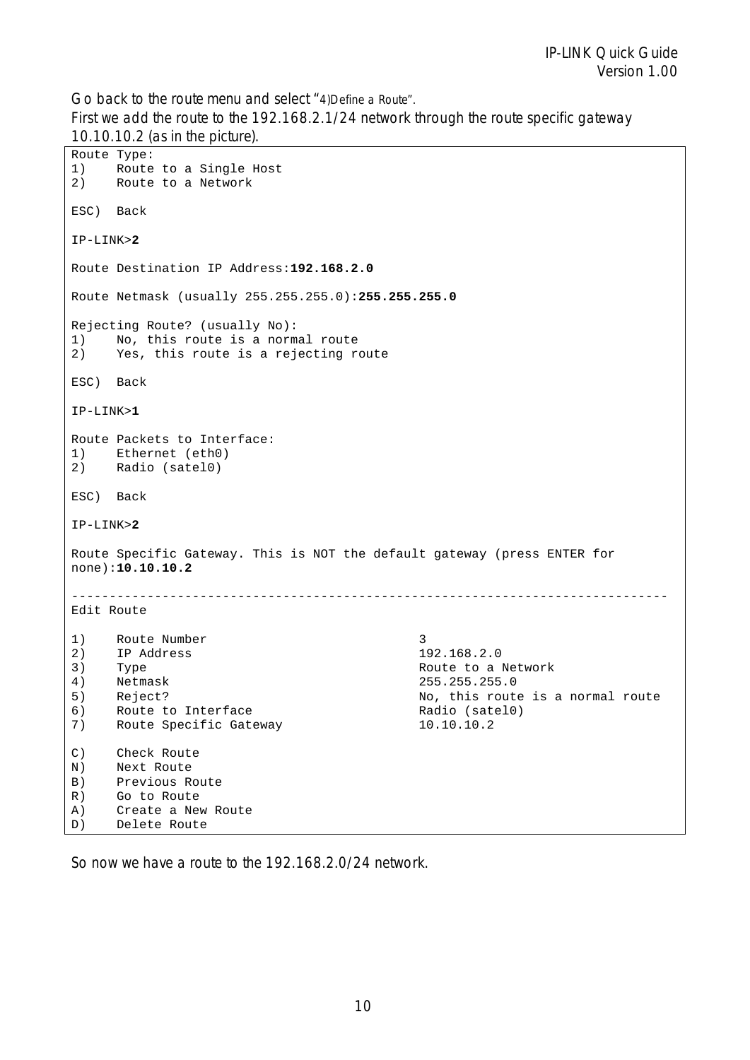Go back to the route menu and select "4)Define a Route".
First we add the route to the 192.168.2.1/24 network through the route specific gateway 10.10.10.2 (as in the picture).

```
Route Type:
1)    Route to a Single Host
2)    Route to a Network

ESC)  Back

IP-LINK>2

Route Destination IP Address:192.168.2.0

Route Netmask (usually 255.255.255.0):255.255.255.0

Rejecting Route? (usually No):
1)    No, this route is a normal route
2)    Yes, this route is a rejecting route

ESC)  Back

IP-LINK>1

Route Packets to Interface:
1)    Ethernet (eth0)
2)    Radio (satel0)

ESC)  Back

IP-LINK>2

Route Specific Gateway. This is NOT the default gateway (press ENTER for
none):10.10.10.2

-------------------------------------------------------------------------------
Edit Route

1)    Route Number                              3
2)    IP Address                                192.168.2.0
3)    Type                                      Route to a Network
4)    Netmask                                   255.255.255.0
5)    Reject?                                   No, this route is a normal route
6)    Route to Interface                        Radio (satel0)
7)    Route Specific Gateway                    10.10.10.2

C)    Check Route
N)    Next Route
B)    Previous Route
R)    Go to Route
A)    Create a New Route
D)    Delete Route
```

So now we have a route to the 192.168.2.0/24 network.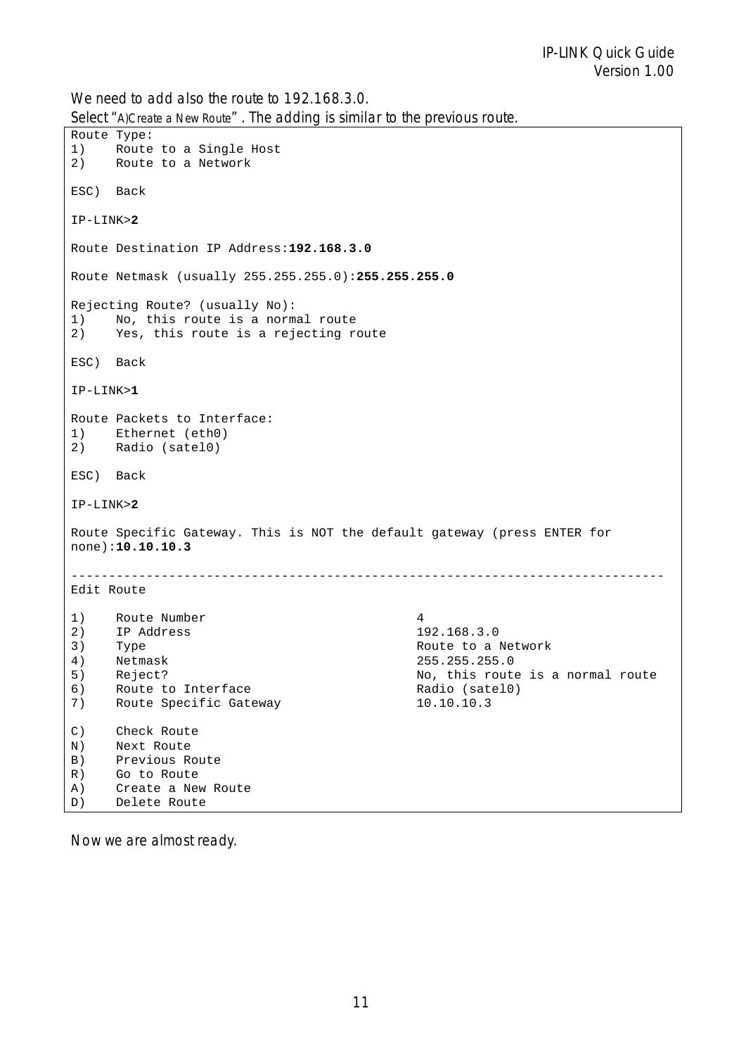We need to add also the route to 192.168.3.0.
Select "A)Create a New Route". The adding is similar to the previous route.

```
Route Type:
1)    Route to a Single Host
2)    Route to a Network

ESC)  Back

IP-LINK>2

Route Destination IP Address:192.168.3.0

Route Netmask (usually 255.255.255.0):255.255.255.0

Rejecting Route? (usually No):
1)    No, this route is a normal route
2)    Yes, this route is a rejecting route

ESC)  Back

IP-LINK>1

Route Packets to Interface:
1)    Ethernet (eth0)
2)    Radio (satel0)

ESC)  Back

IP-LINK>2

Route Specific Gateway. This is NOT the default gateway (press ENTER for
none):10.10.10.3

------------------------------------------------------------------------------
Edit Route

1)    Route Number                            4
2)    IP Address                              192.168.3.0
3)    Type                                    Route to a Network
4)    Netmask                                 255.255.255.0
5)    Reject?                                 No, this route is a normal route
6)    Route to Interface                      Radio (satel0)
7)    Route Specific Gateway                  10.10.10.3

C)    Check Route
N)    Next Route
B)    Previous Route
R)    Go to Route
A)    Create a New Route
D)    Delete Route
```

Now we are almost ready.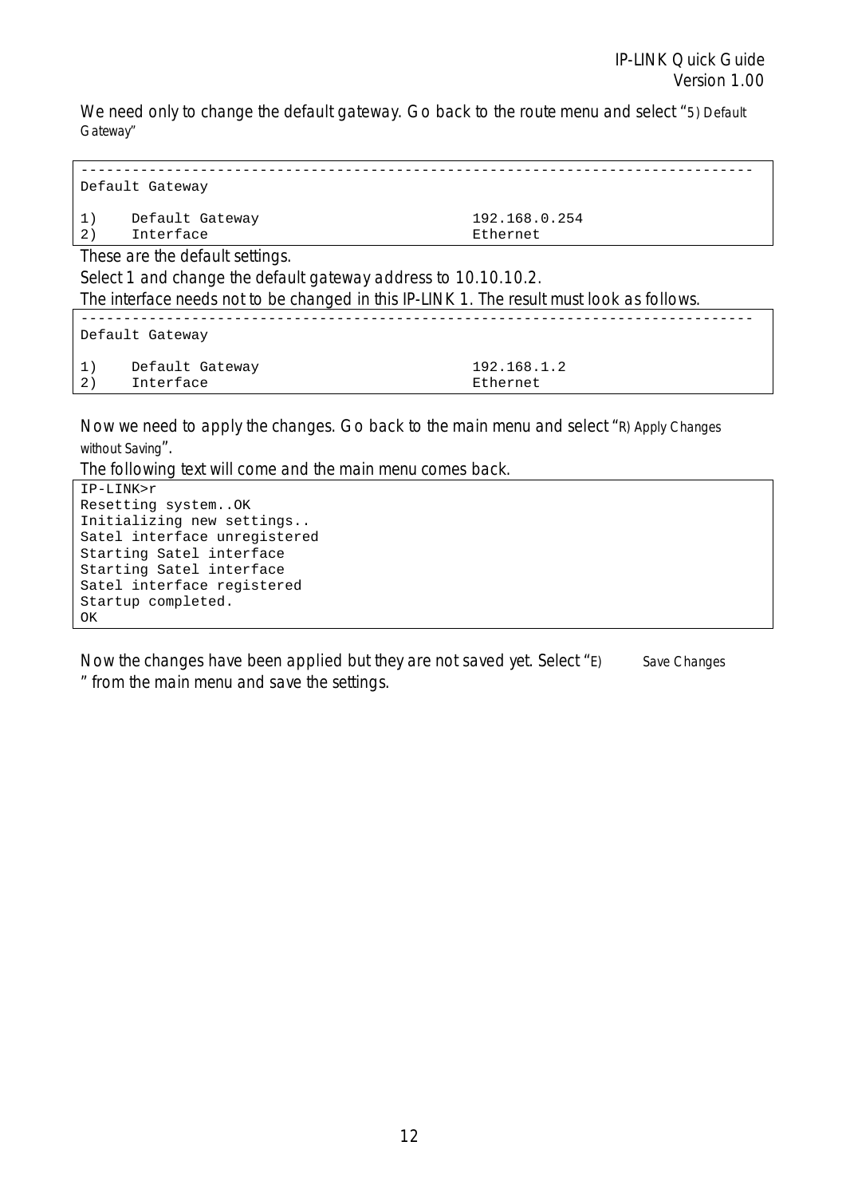We need only to change the default gateway. Go back to the route menu and select "5) Default Gateway"

```
------------------------------------------------------------------------------
Default Gateway

1)    Default Gateway                               192.168.0.254
2)    Interface                                     Ethernet
```

These are the default settings.

Select 1 and change the default gateway address to 10.10.10.2.

The interface needs not to be changed in this IP-LINK 1. The result must look as follows.

```
------------------------------------------------------------------------------
Default Gateway

1)    Default Gateway                               192.168.1.2
2)    Interface                                     Ethernet
```

Now we need to apply the changes. Go back to the main menu and select "R) Apply Changes without Saving".

The following text will come and the main menu comes back.

```
IP-LINK>r
Resetting system..OK
Initializing new settings..
Satel interface unregistered
Starting Satel interface
Starting Satel interface
Satel interface registered
Startup completed.
OK
```

Now the changes have been applied but they are not saved yet. Select "E)     Save Changes
" from the main menu and save the settings.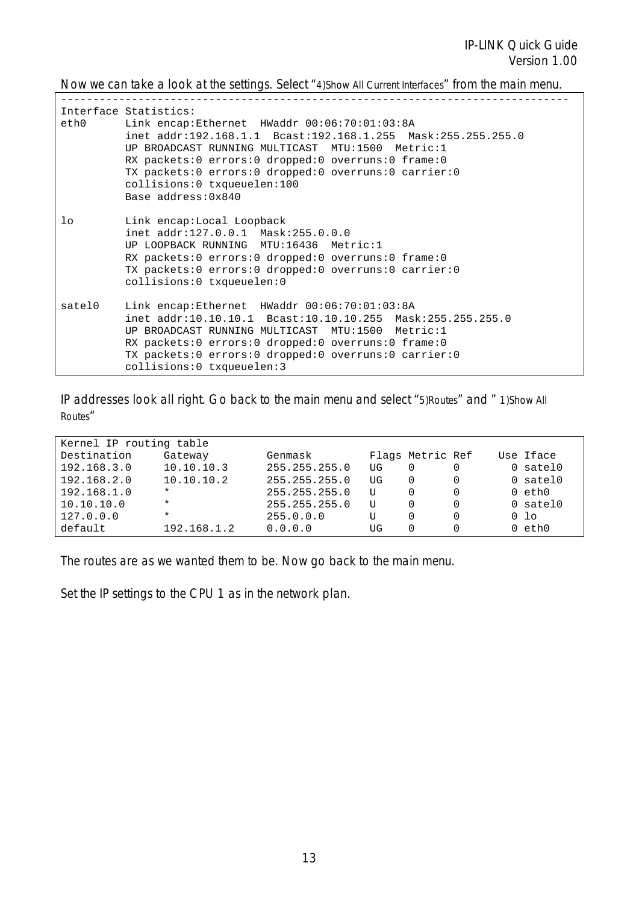Now we can take a look at the settings. Select "4)Show All Current Interfaces" from the main menu.

```
-----------------------------------------------------------------------------
Interface Statistics:
eth0      Link encap:Ethernet  HWaddr 00:06:70:01:03:8A
          inet addr:192.168.1.1  Bcast:192.168.1.255  Mask:255.255.255.0
          UP BROADCAST RUNNING MULTICAST  MTU:1500  Metric:1
          RX packets:0 errors:0 dropped:0 overruns:0 frame:0
          TX packets:0 errors:0 dropped:0 overruns:0 carrier:0
          collisions:0 txqueuelen:100
          Base address:0x840

lo        Link encap:Local Loopback
          inet addr:127.0.0.1  Mask:255.0.0.0
          UP LOOPBACK RUNNING  MTU:16436  Metric:1
          RX packets:0 errors:0 dropped:0 overruns:0 frame:0
          TX packets:0 errors:0 dropped:0 overruns:0 carrier:0
          collisions:0 txqueuelen:0

satel0    Link encap:Ethernet  HWaddr 00:06:70:01:03:8A
          inet addr:10.10.10.1  Bcast:10.10.10.255  Mask:255.255.255.0
          UP BROADCAST RUNNING MULTICAST  MTU:1500  Metric:1
          RX packets:0 errors:0 dropped:0 overruns:0 frame:0
          TX packets:0 errors:0 dropped:0 overruns:0 carrier:0
          collisions:0 txqueuelen:3
```

IP addresses look all right. Go back to the main menu and select "5)Routes" and " 1)Show All Routes"

```
Kernel IP routing table
Destination     Gateway         Genmask         Flags Metric Ref    Use Iface
192.168.3.0     10.10.10.3      255.255.255.0   UG    0      0        0 satel0
192.168.2.0     10.10.10.2      255.255.255.0   UG    0      0        0 satel0
192.168.1.0     *               255.255.255.0   U     0      0        0 eth0
10.10.10.0      *               255.255.255.0   U     0      0        0 satel0
127.0.0.0       *               255.0.0.0       U     0      0        0 lo
default         192.168.1.2     0.0.0.0         UG    0      0        0 eth0
```

The routes are as we wanted them to be. Now go back to the main menu.

Set the IP settings to the CPU 1 as in the network plan.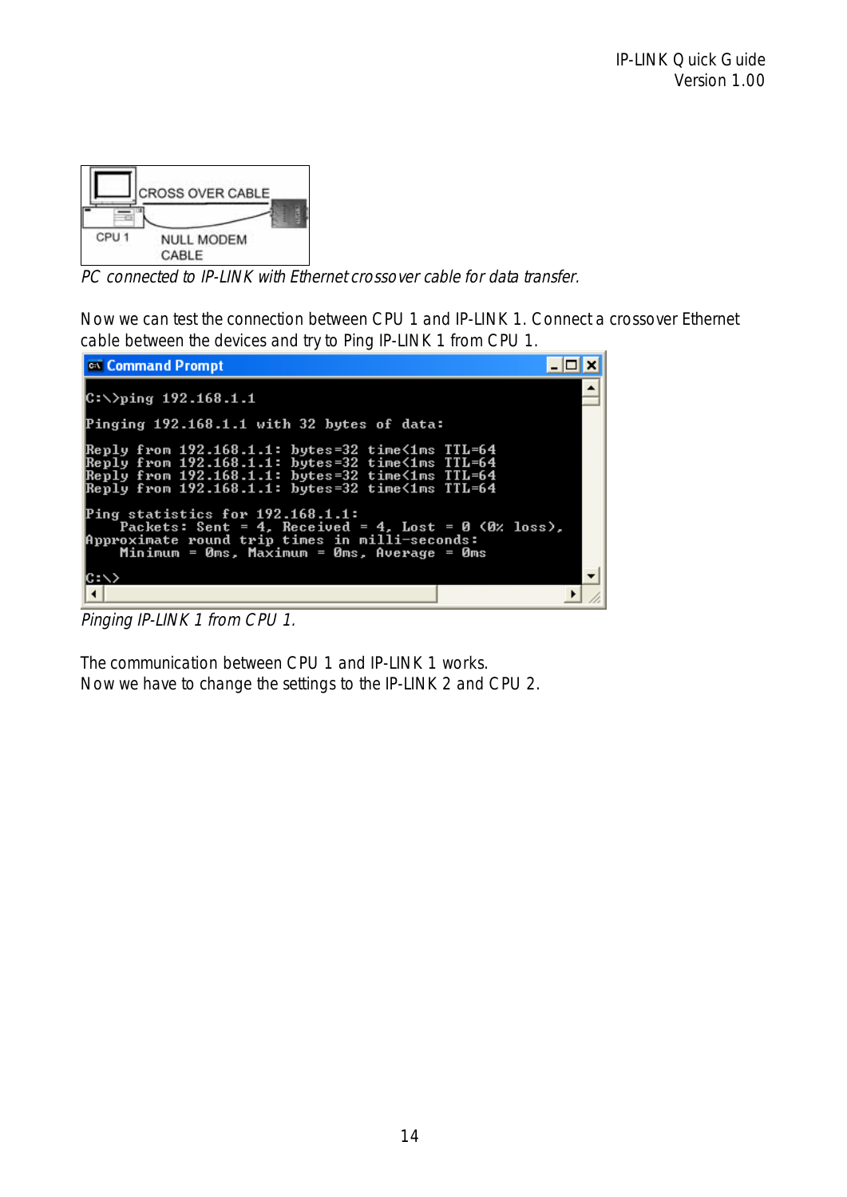CROSS OVER CABLE

CPU 1

NULL MODEM
CABLE

*PC connected to IP-LINK with Ethernet crossover cable for data transfer.*

Now we can test the connection between CPU 1 and IP-LINK 1. Connect a crossover Ethernet cable between the devices and try to Ping IP-LINK 1 from CPU 1.

```
C:\>ping 192.168.1.1

Pinging 192.168.1.1 with 32 bytes of data:

Reply from 192.168.1.1: bytes=32 time<1ms TTL=64
Reply from 192.168.1.1: bytes=32 time<1ms TTL=64
Reply from 192.168.1.1: bytes=32 time<1ms TTL=64
Reply from 192.168.1.1: bytes=32 time<1ms TTL=64

Ping statistics for 192.168.1.1:
    Packets: Sent = 4, Received = 4, Lost = 0 (0% loss),
Approximate round trip times in milli-seconds:
    Minimum = 0ms, Maximum = 0ms, Average = 0ms

C:\>
```

*Pinging IP-LINK 1 from CPU 1.*

The communication between CPU 1 and IP-LINK 1 works.
Now we have to change the settings to the IP-LINK 2 and CPU 2.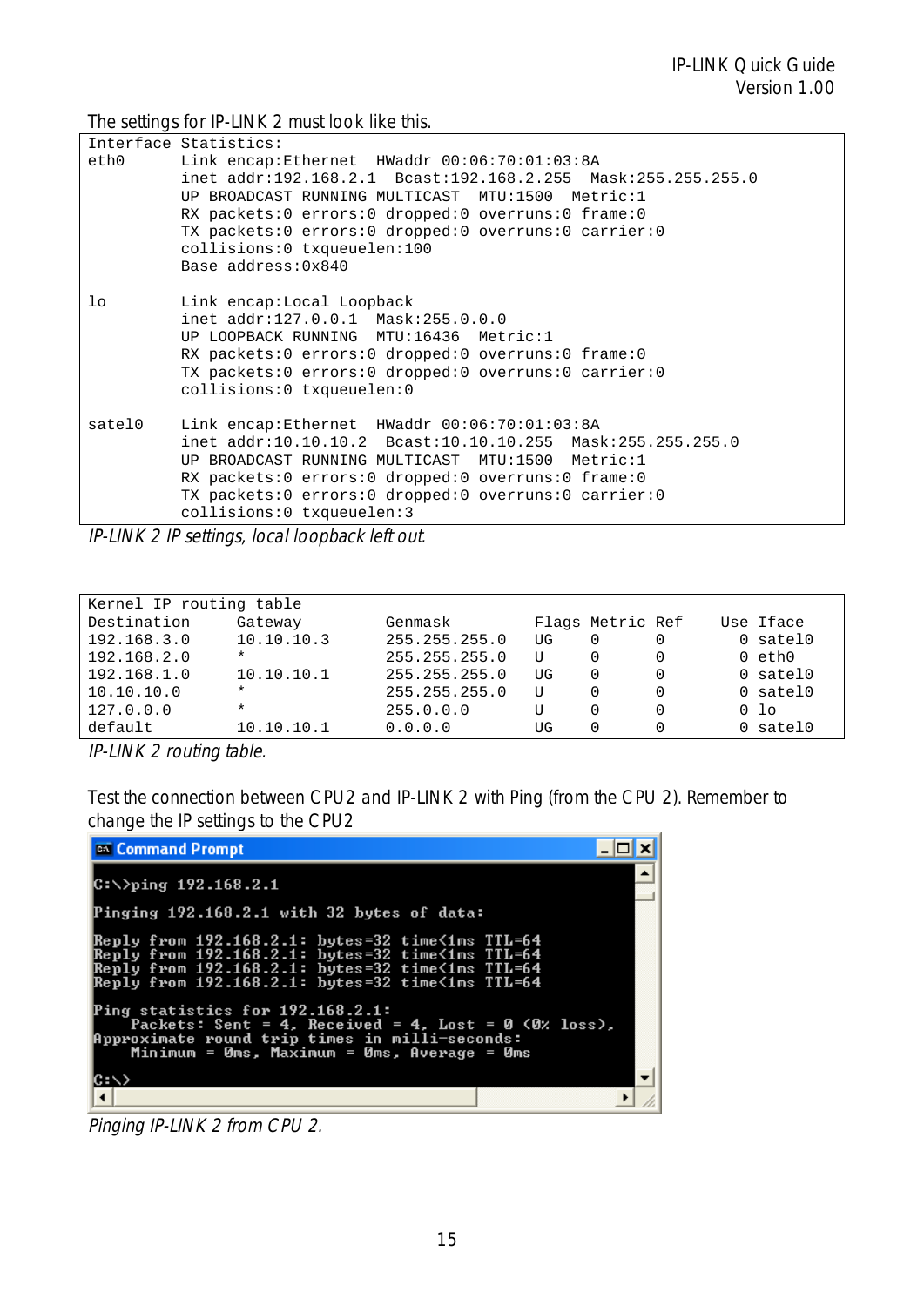The settings for IP-LINK 2 must look like this.

```
Interface Statistics:
eth0      Link encap:Ethernet  HWaddr 00:06:70:01:03:8A
          inet addr:192.168.2.1  Bcast:192.168.2.255  Mask:255.255.255.0
          UP BROADCAST RUNNING MULTICAST  MTU:1500  Metric:1
          RX packets:0 errors:0 dropped:0 overruns:0 frame:0
          TX packets:0 errors:0 dropped:0 overruns:0 carrier:0
          collisions:0 txqueuelen:100
          Base address:0x840

lo        Link encap:Local Loopback
          inet addr:127.0.0.1  Mask:255.0.0.0
          UP LOOPBACK RUNNING  MTU:16436  Metric:1
          RX packets:0 errors:0 dropped:0 overruns:0 frame:0
          TX packets:0 errors:0 dropped:0 overruns:0 carrier:0
          collisions:0 txqueuelen:0

satel0    Link encap:Ethernet  HWaddr 00:06:70:01:03:8A
          inet addr:10.10.10.2  Bcast:10.10.10.255  Mask:255.255.255.0
          UP BROADCAST RUNNING MULTICAST  MTU:1500  Metric:1
          RX packets:0 errors:0 dropped:0 overruns:0 frame:0
          TX packets:0 errors:0 dropped:0 overruns:0 carrier:0
          collisions:0 txqueuelen:3
```

*IP-LINK 2 IP settings, local loopback left out.*

```
Kernel IP routing table
Destination     Gateway         Genmask         Flags Metric Ref    Use Iface
192.168.3.0     10.10.10.3      255.255.255.0   UG    0      0        0 satel0
192.168.2.0     *               255.255.255.0   U     0      0        0 eth0
192.168.1.0     10.10.10.1      255.255.255.0   UG    0      0        0 satel0
10.10.10.0      *               255.255.255.0   U     0      0        0 satel0
127.0.0.0       *               255.0.0.0       U     0      0        0 lo
default         10.10.10.1      0.0.0.0         UG    0      0        0 satel0
```

*IP-LINK 2 routing table.*

Test the connection between CPU2 and IP-LINK 2 with Ping (from the CPU 2). Remember to change the IP settings to the CPU2

```
C:\>ping 192.168.2.1

Pinging 192.168.2.1 with 32 bytes of data:

Reply from 192.168.2.1: bytes=32 time<1ms TTL=64
Reply from 192.168.2.1: bytes=32 time<1ms TTL=64
Reply from 192.168.2.1: bytes=32 time<1ms TTL=64
Reply from 192.168.2.1: bytes=32 time<1ms TTL=64

Ping statistics for 192.168.2.1:
    Packets: Sent = 4, Received = 4, Lost = 0 (0% loss),
Approximate round trip times in milli-seconds:
    Minimum = 0ms, Maximum = 0ms, Average = 0ms

C:\>
```

*Pinging IP-LINK 2 from CPU 2.*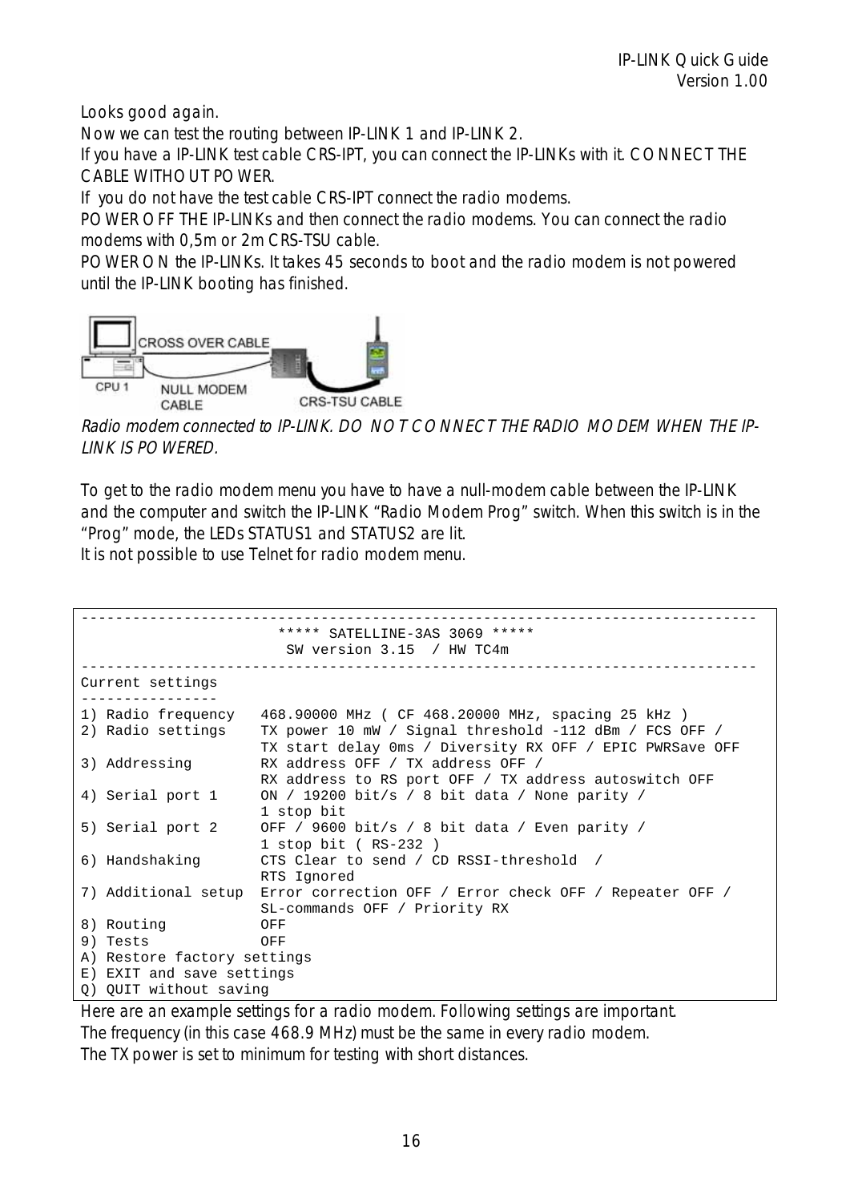Looks good again.
Now we can test the routing between IP-LINK 1 and IP-LINK 2.
If you have a IP-LINK test cable CRS-IPT, you can connect the IP-LINKs with it. CONNECT THE CABLE WITHOUT POWER.
If you do not have the test cable CRS-IPT connect the radio modems.
POWER OFF THE IP-LINKs and then connect the radio modems. You can connect the radio modems with 0,5m or 2m CRS-TSU cable.
POWER ON the IP-LINKs. It takes 45 seconds to boot and the radio modem is not powered until the IP-LINK booting has finished.

CROSS OVER CABLE
CPU 1
NULL MODEM CABLE
CRS-TSU CABLE

*Radio modem connected to IP-LINK. DO NOT CONNECT THE RADIO MODEM WHEN THE IP-LINK IS POWERED.*

To get to the radio modem menu you have to have a null-modem cable between the IP-LINK and the computer and switch the IP-LINK "Radio Modem Prog" switch. When this switch is in the "Prog" mode, the LEDs STATUS1 and STATUS2 are lit.
It is not possible to use Telnet for radio modem menu.

```
-------------------------------------------------------------------------------
                     ***** SATELLINE-3AS 3069 *****
                       SW version 3.15  / HW TC4m
-------------------------------------------------------------------------------
Current settings
----------------
1) Radio frequency   468.90000 MHz ( CF 468.20000 MHz, spacing 25 kHz )
2) Radio settings    TX power 10 mW / Signal threshold -112 dBm / FCS OFF /
                     TX start delay 0ms / Diversity RX OFF / EPIC PWRSave OFF
3) Addressing        RX address OFF / TX address OFF /
                     RX address to RS port OFF / TX address autoswitch OFF
4) Serial port 1     ON / 19200 bit/s / 8 bit data / None parity /
                     1 stop bit
5) Serial port 2     OFF / 9600 bit/s / 8 bit data / Even parity /
                     1 stop bit ( RS-232 )
6) Handshaking       CTS Clear to send / CD RSSI-threshold  /
                     RTS Ignored
7) Additional setup  Error correction OFF / Error check OFF / Repeater OFF /
                     SL-commands OFF / Priority RX
8) Routing           OFF
9) Tests             OFF
A) Restore factory settings
E) EXIT and save settings
Q) QUIT without saving
```

Here are an example settings for a radio modem. Following settings are important.
The frequency (in this case 468.9 MHz) must be the same in every radio modem.
The TX power is set to minimum for testing with short distances.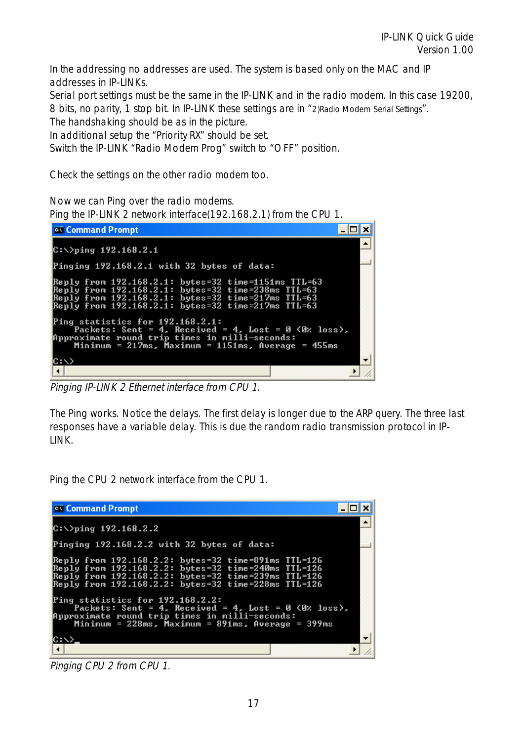In the addressing no addresses are used. The system is based only on the MAC and IP addresses in IP-LINKs.
Serial port settings must be the same in the IP-LINK and in the radio modem. In this case 19200, 8 bits, no parity, 1 stop bit. In IP-LINK these settings are in "2)Radio Modem Serial Settings".
The handshaking should be as in the picture.
In additional setup the "Priority RX" should be set.
Switch the IP-LINK "Radio Modem Prog" switch to "OFF" position.

Check the settings on the other radio modem too.

Now we can Ping over the radio modems.
Ping the IP-LINK 2 network interface(192.168.2.1) from the CPU 1.

```
C:\>ping 192.168.2.1

Pinging 192.168.2.1 with 32 bytes of data:

Reply from 192.168.2.1: bytes=32 time=1151ms TTL=63
Reply from 192.168.2.1: bytes=32 time=238ms TTL=63
Reply from 192.168.2.1: bytes=32 time=217ms TTL=63
Reply from 192.168.2.1: bytes=32 time=217ms TTL=63

Ping statistics for 192.168.2.1:
    Packets: Sent = 4, Received = 4, Lost = 0 (0% loss),
Approximate round trip times in milli-seconds:
    Minimum = 217ms, Maximum = 1151ms, Average = 455ms

C:\>
```

*Pinging IP-LINK 2 Ethernet interface from CPU 1.*

The Ping works. Notice the delays. The first delay is longer due to the ARP query. The three last responses have a variable delay. This is due the random radio transmission protocol in IP-LINK.

Ping the CPU 2 network interface from the CPU 1.

```
C:\>ping 192.168.2.2

Pinging 192.168.2.2 with 32 bytes of data:

Reply from 192.168.2.2: bytes=32 time=891ms TTL=126
Reply from 192.168.2.2: bytes=32 time=240ms TTL=126
Reply from 192.168.2.2: bytes=32 time=239ms TTL=126
Reply from 192.168.2.2: bytes=32 time=228ms TTL=126

Ping statistics for 192.168.2.2:
    Packets: Sent = 4, Received = 4, Lost = 0 (0% loss),
Approximate round trip times in milli-seconds:
    Minimum = 228ms, Maximum = 891ms, Average = 399ms

C:\>_
```

*Pinging CPU 2 from CPU 1.*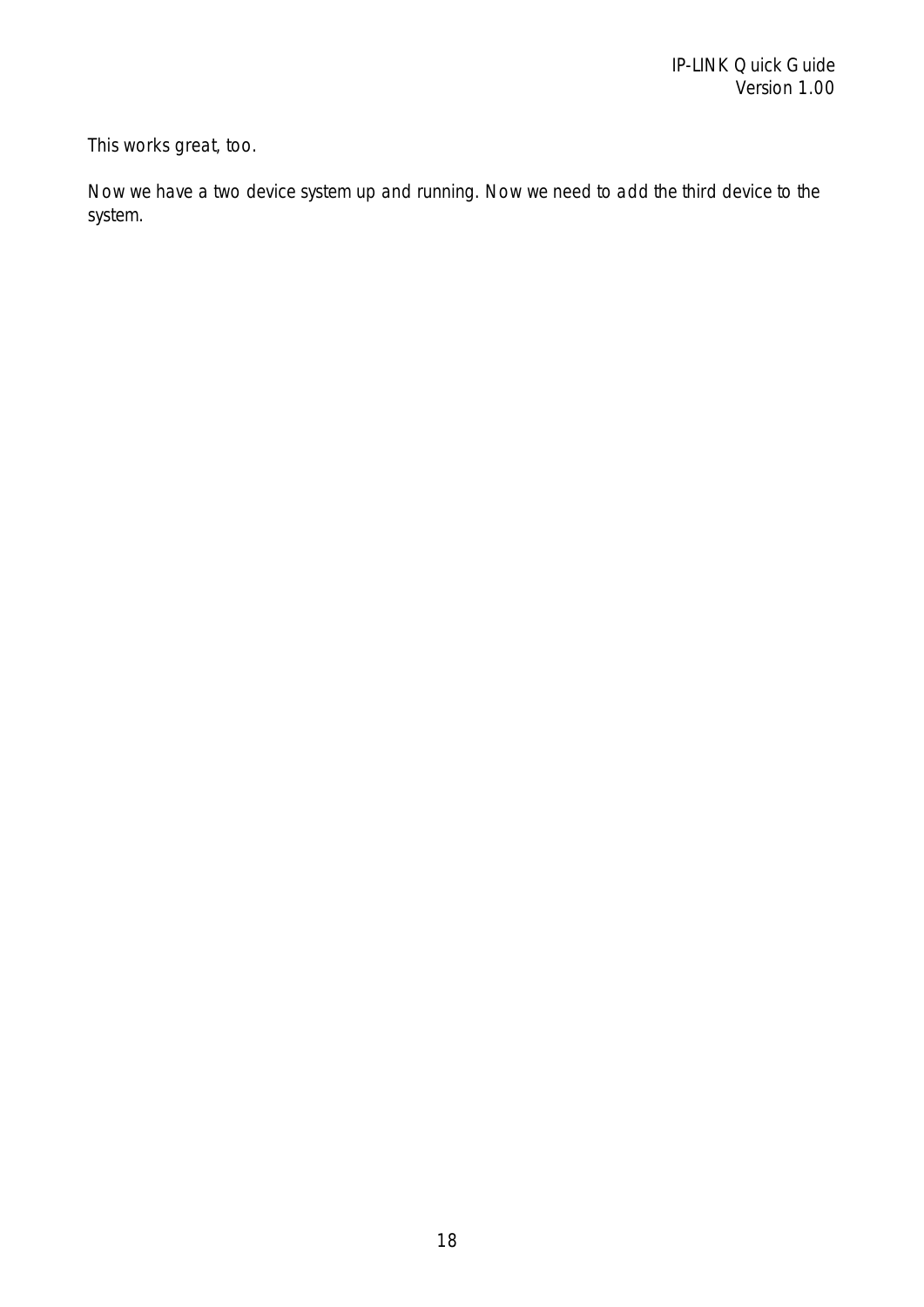This works great, too.

Now we have a two device system up and running. Now we need to add the third device to the system.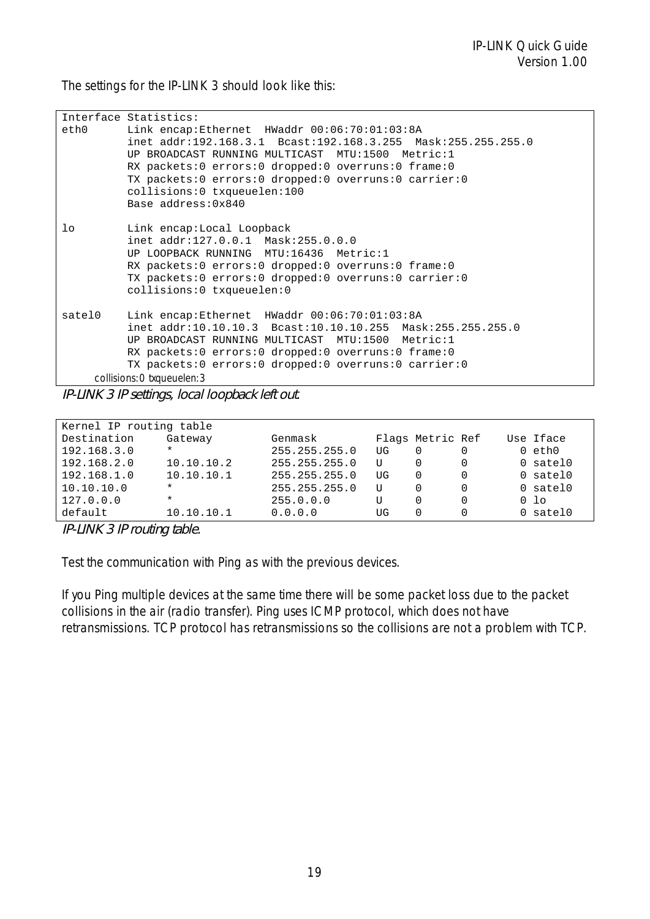The settings for the IP-LINK 3 should look like this:

```
Interface Statistics:
eth0      Link encap:Ethernet  HWaddr 00:06:70:01:03:8A
          inet addr:192.168.3.1  Bcast:192.168.3.255  Mask:255.255.255.0
          UP BROADCAST RUNNING MULTICAST  MTU:1500  Metric:1
          RX packets:0 errors:0 dropped:0 overruns:0 frame:0
          TX packets:0 errors:0 dropped:0 overruns:0 carrier:0
          collisions:0 txqueuelen:100
          Base address:0x840

lo        Link encap:Local Loopback
          inet addr:127.0.0.1  Mask:255.0.0.0
          UP LOOPBACK RUNNING  MTU:16436  Metric:1
          RX packets:0 errors:0 dropped:0 overruns:0 frame:0
          TX packets:0 errors:0 dropped:0 overruns:0 carrier:0
          collisions:0 txqueuelen:0

satel0    Link encap:Ethernet  HWaddr 00:06:70:01:03:8A
          inet addr:10.10.10.3  Bcast:10.10.10.255  Mask:255.255.255.0
          UP BROADCAST RUNNING MULTICAST  MTU:1500  Metric:1
          RX packets:0 errors:0 dropped:0 overruns:0 frame:0
          TX packets:0 errors:0 dropped:0 overruns:0 carrier:0
      collisions:0 txqueuelen:3
```

*IP-LINK 3 IP settings, local loopback left out.*

```
Kernel IP routing table
Destination     Gateway         Genmask         Flags Metric Ref    Use Iface
192.168.3.0     *               255.255.255.0   UG    0      0        0 eth0
192.168.2.0     10.10.10.2      255.255.255.0   U     0      0        0 satel0
192.168.1.0     10.10.10.1      255.255.255.0   UG    0      0        0 satel0
10.10.10.0      *               255.255.255.0   U     0      0        0 satel0
127.0.0.0       *               255.0.0.0       U     0      0        0 lo
default         10.10.10.1      0.0.0.0         UG    0      0        0 satel0
```

*IP-LINK 3 IP routing table.*

Test the communication with Ping as with the previous devices.

If you Ping multiple devices at the same time there will be some packet loss due to the packet collisions in the air (radio transfer). Ping uses ICMP protocol, which does not have retransmissions. TCP protocol has retransmissions so the collisions are not a problem with TCP.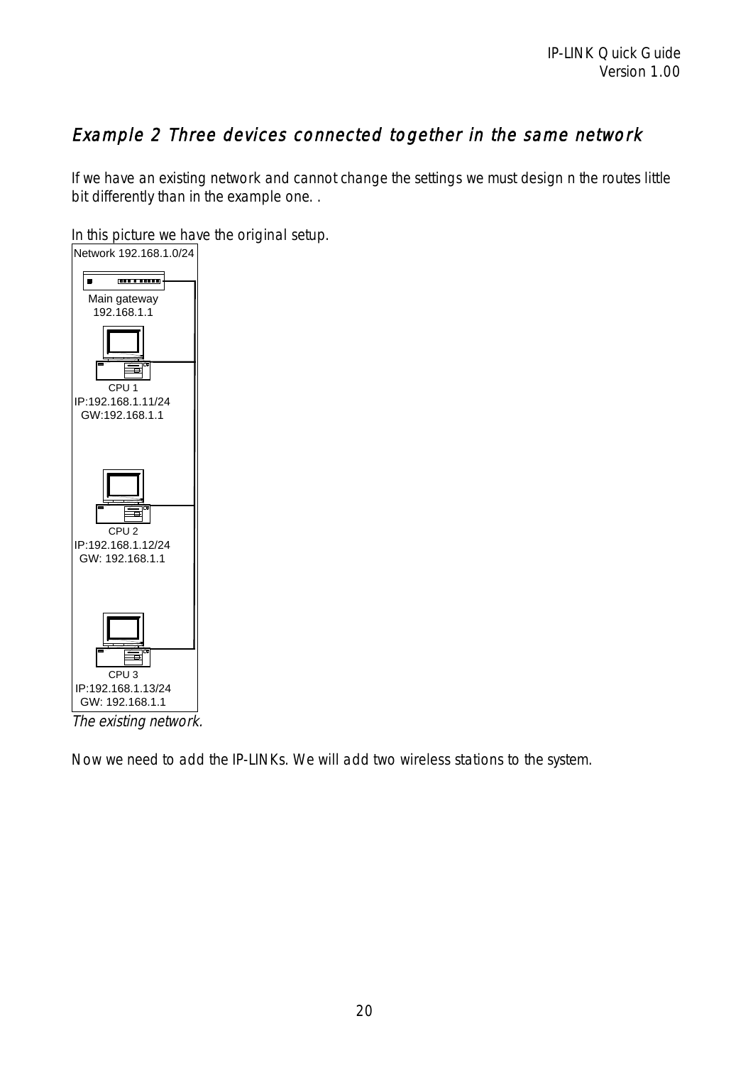## *Example 2 Three devices connected together in the same network*

If we have an existing network and cannot change the settings we must design n the routes little bit differently than in the example one. .

In this picture we have the original setup.

Network 192.168.1.0/24

Main gateway
192.168.1.1

CPU 1
IP:192.168.1.11/24
GW:192.168.1.1

CPU 2
IP:192.168.1.12/24
GW: 192.168.1.1

CPU 3
IP:192.168.1.13/24
GW: 192.168.1.1

*The existing network.*

Now we need to add the IP-LINKs. We will add two wireless stations to the system.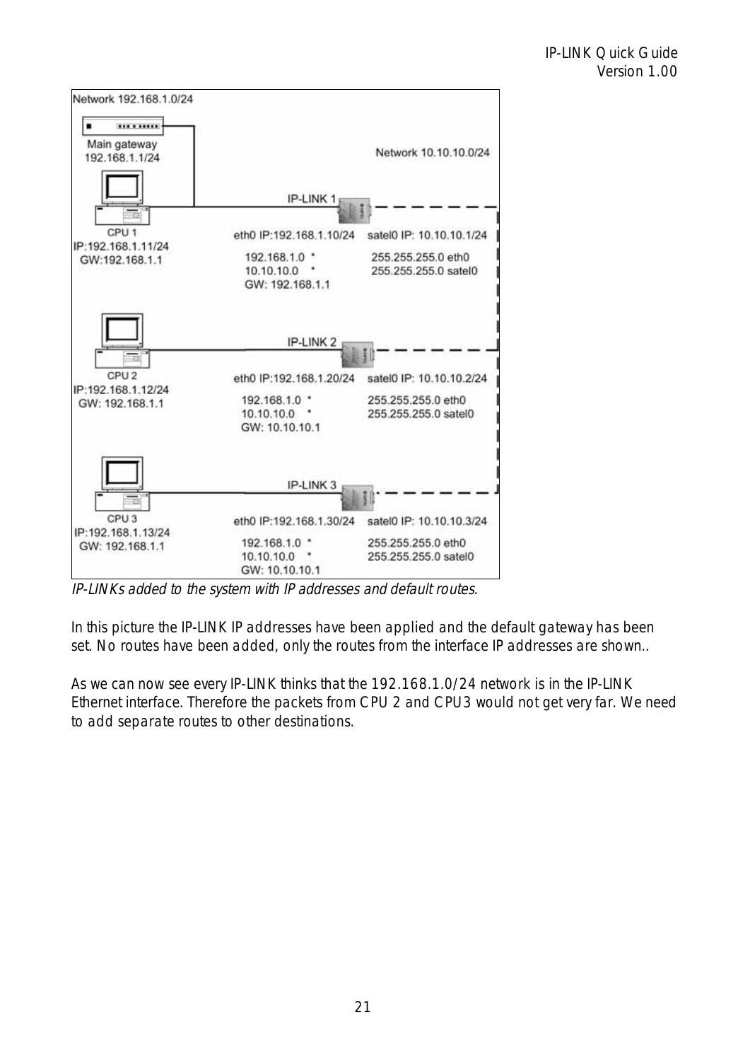Network 192.168.1.0/24

Main gateway
192.168.1.1/24

Network 10.10.10.0/24

IP-LINK 1

CPU 1
IP:192.168.1.11/24
GW:192.168.1.1

eth0 IP:192.168.1.10/24 satel0 IP: 10.10.10.1/24

192.168.1.0 * 255.255.255.0 eth0
10.10.10.0 * 255.255.255.0 satel0
GW: 192.168.1.1

IP-LINK 2

CPU 2
IP:192.168.1.12/24
GW: 192.168.1.1

eth0 IP:192.168.1.20/24 satel0 IP: 10.10.10.2/24

192.168.1.0 * 255.255.255.0 eth0
10.10.10.0 * 255.255.255.0 satel0
GW: 10.10.10.1

IP-LINK 3

CPU 3
IP:192.168.1.13/24
GW: 192.168.1.1

eth0 IP:192.168.1.30/24 satel0 IP: 10.10.10.3/24

192.168.1.0 * 255.255.255.0 eth0
10.10.10.0 * 255.255.255.0 satel0
GW: 10.10.10.1

*IP-LINKs added to the system with IP addresses and default routes.*

In this picture the IP-LINK IP addresses have been applied and the default gateway has been set. No routes have been added, only the routes from the interface IP addresses are shown..

As we can now see every IP-LINK thinks that the 192.168.1.0/24 network is in the IP-LINK Ethernet interface. Therefore the packets from CPU 2 and CPU3 would not get very far. We need to add separate routes to other destinations.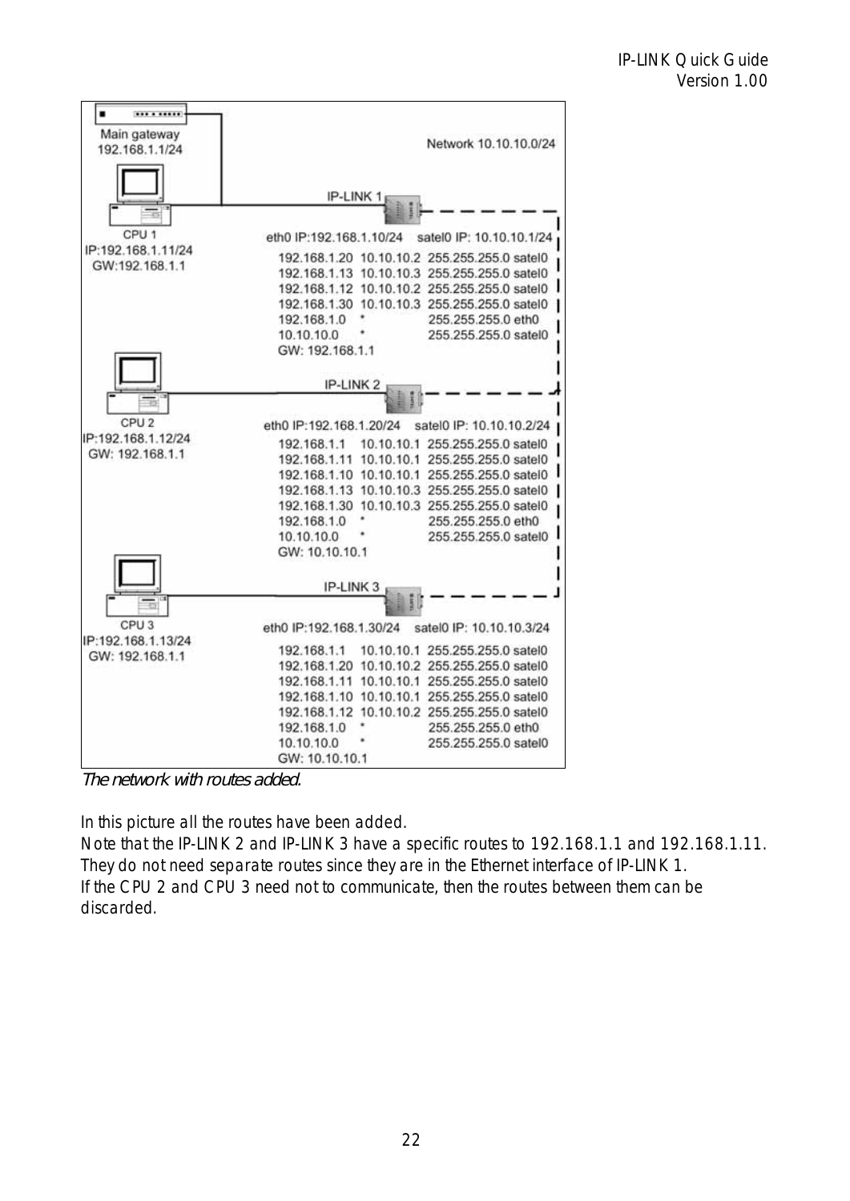Main gateway
192.168.1.1/24

Network 10.10.10.0/24

CPU 1
IP:192.168.1.11/24
GW:192.168.1.1

IP-LINK 1
eth0 IP:192.168.1.10/24 satel0 IP: 10.10.10.1/24
192.168.1.20 10.10.10.2 255.255.255.0 satel0
192.168.1.13 10.10.10.3 255.255.255.0 satel0
192.168.1.12 10.10.10.2 255.255.255.0 satel0
192.168.1.30 10.10.10.3 255.255.255.0 satel0
192.168.1.0 * 255.255.255.0 eth0
10.10.10.0 * 255.255.255.0 satel0
GW: 192.168.1.1

CPU 2
IP:192.168.1.12/24
GW: 192.168.1.1

IP-LINK 2
eth0 IP:192.168.1.20/24 satel0 IP: 10.10.10.2/24
192.168.1.1 10.10.10.1 255.255.255.0 satel0
192.168.1.11 10.10.10.1 255.255.255.0 satel0
192.168.1.10 10.10.10.1 255.255.255.0 satel0
192.168.1.13 10.10.10.3 255.255.255.0 satel0
192.168.1.30 10.10.10.3 255.255.255.0 satel0
192.168.1.0 * 255.255.255.0 eth0
10.10.10.0 * 255.255.255.0 satel0
GW: 10.10.10.1

CPU 3
IP:192.168.1.13/24
GW: 192.168.1.1

IP-LINK 3
eth0 IP:192.168.1.30/24 satel0 IP: 10.10.10.3/24
192.168.1.1 10.10.10.1 255.255.255.0 satel0
192.168.1.20 10.10.10.2 255.255.255.0 satel0
192.168.1.11 10.10.10.1 255.255.255.0 satel0
192.168.1.10 10.10.10.1 255.255.255.0 satel0
192.168.1.12 10.10.10.2 255.255.255.0 satel0
192.168.1.0 * 255.255.255.0 eth0
10.10.10.0 * 255.255.255.0 satel0
GW: 10.10.10.1

*The network with routes added.*

In this picture all the routes have been added.
Note that the IP-LINK 2 and IP-LINK 3 have a specific routes to 192.168.1.1 and 192.168.1.11. They do not need separate routes since they are in the Ethernet interface of IP-LINK 1.
If the CPU 2 and CPU 3 need not to communicate, then the routes between them can be discarded.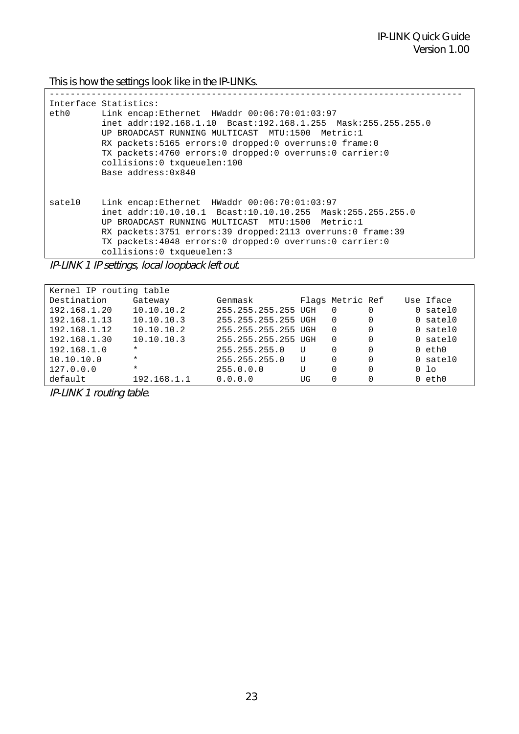This is how the settings look like in the IP-LINKs.

```
---------------------------------------------------------------------------
Interface Statistics:
eth0      Link encap:Ethernet  HWaddr 00:06:70:01:03:97
          inet addr:192.168.1.10  Bcast:192.168.1.255  Mask:255.255.255.0
          UP BROADCAST RUNNING MULTICAST  MTU:1500  Metric:1
          RX packets:5165 errors:0 dropped:0 overruns:0 frame:0
          TX packets:4760 errors:0 dropped:0 overruns:0 carrier:0
          collisions:0 txqueuelen:100
          Base address:0x840


satel0    Link encap:Ethernet  HWaddr 00:06:70:01:03:97
          inet addr:10.10.10.1  Bcast:10.10.10.255  Mask:255.255.255.0
          UP BROADCAST RUNNING MULTICAST  MTU:1500  Metric:1
          RX packets:3751 errors:39 dropped:2113 overruns:0 frame:39
          TX packets:4048 errors:0 dropped:0 overruns:0 carrier:0
          collisions:0 txqueuelen:3
```

*IP-LINK 1 IP settings, local loopback left out.*

```
Kernel IP routing table
Destination     Gateway         Genmask         Flags Metric Ref    Use Iface
192.168.1.20    10.10.10.2      255.255.255.255 UGH   0      0        0 satel0
192.168.1.13    10.10.10.3      255.255.255.255 UGH   0      0        0 satel0
192.168.1.12    10.10.10.2      255.255.255.255 UGH   0      0        0 satel0
192.168.1.30    10.10.10.3      255.255.255.255 UGH   0      0        0 satel0
192.168.1.0     *               255.255.255.0   U     0      0        0 eth0
10.10.10.0      *               255.255.255.0   U     0      0        0 satel0
127.0.0.0       *               255.0.0.0       U     0      0        0 lo
default         192.168.1.1     0.0.0.0         UG    0      0        0 eth0
```

*IP-LINK 1 routing table.*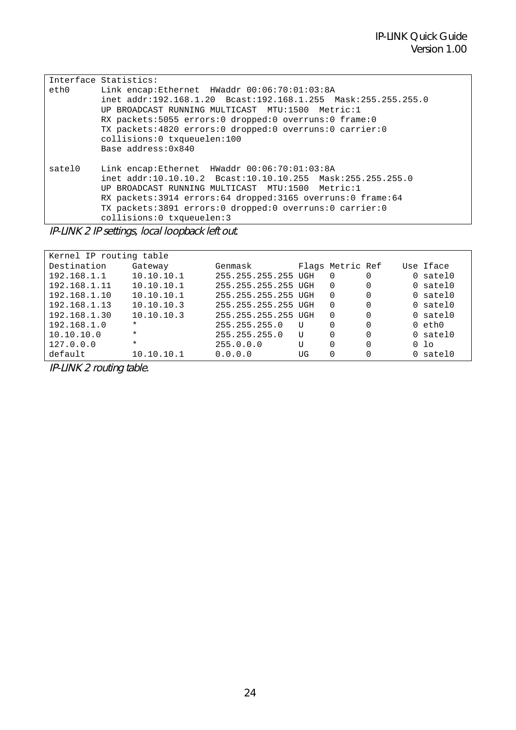```
Interface Statistics:
eth0      Link encap:Ethernet  HWaddr 00:06:70:01:03:8A
          inet addr:192.168.1.20  Bcast:192.168.1.255  Mask:255.255.255.0
          UP BROADCAST RUNNING MULTICAST  MTU:1500  Metric:1
          RX packets:5055 errors:0 dropped:0 overruns:0 frame:0
          TX packets:4820 errors:0 dropped:0 overruns:0 carrier:0
          collisions:0 txqueuelen:100
          Base address:0x840

satel0    Link encap:Ethernet  HWaddr 00:06:70:01:03:8A
          inet addr:10.10.10.2  Bcast:10.10.10.255  Mask:255.255.255.0
          UP BROADCAST RUNNING MULTICAST  MTU:1500  Metric:1
          RX packets:3914 errors:64 dropped:3165 overruns:0 frame:64
          TX packets:3891 errors:0 dropped:0 overruns:0 carrier:0
          collisions:0 txqueuelen:3
```

*IP-LINK 2 IP settings, local loopback left out.*

```
Kernel IP routing table
Destination     Gateway         Genmask         Flags Metric Ref    Use Iface
192.168.1.1     10.10.10.1      255.255.255.255 UGH   0      0        0 satel0
192.168.1.11    10.10.10.1      255.255.255.255 UGH   0      0        0 satel0
192.168.1.10    10.10.10.1      255.255.255.255 UGH   0      0        0 satel0
192.168.1.13    10.10.10.3      255.255.255.255 UGH   0      0        0 satel0
192.168.1.30    10.10.10.3      255.255.255.255 UGH   0      0        0 satel0
192.168.1.0     *               255.255.255.0   U     0      0        0 eth0
10.10.10.0      *               255.255.255.0   U     0      0        0 satel0
127.0.0.0       *               255.0.0.0       U     0      0        0 lo
default         10.10.10.1      0.0.0.0         UG    0      0        0 satel0
```

*IP-LINK 2 routing table.*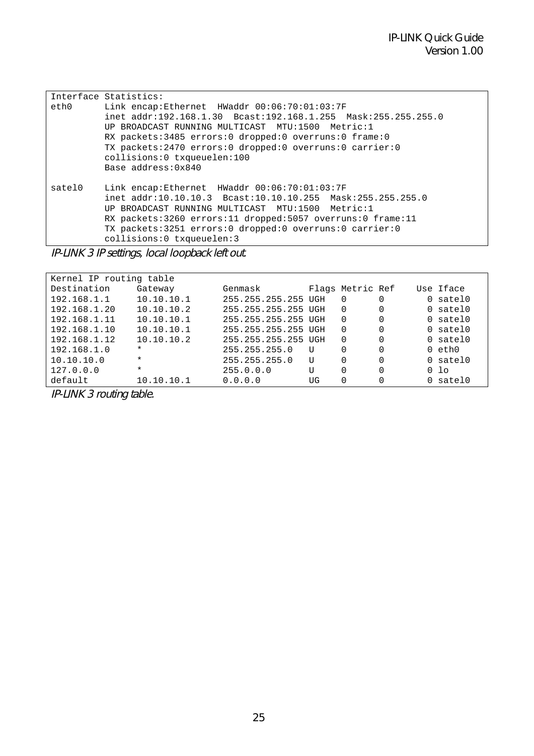```
Interface Statistics:
eth0      Link encap:Ethernet  HWaddr 00:06:70:01:03:7F
          inet addr:192.168.1.30  Bcast:192.168.1.255  Mask:255.255.255.0
          UP BROADCAST RUNNING MULTICAST  MTU:1500  Metric:1
          RX packets:3485 errors:0 dropped:0 overruns:0 frame:0
          TX packets:2470 errors:0 dropped:0 overruns:0 carrier:0
          collisions:0 txqueuelen:100
          Base address:0x840

satel0    Link encap:Ethernet  HWaddr 00:06:70:01:03:7F
          inet addr:10.10.10.3  Bcast:10.10.10.255  Mask:255.255.255.0
          UP BROADCAST RUNNING MULTICAST  MTU:1500  Metric:1
          RX packets:3260 errors:11 dropped:5057 overruns:0 frame:11
          TX packets:3251 errors:0 dropped:0 overruns:0 carrier:0
          collisions:0 txqueuelen:3
```

*IP-LINK 3 IP settings, local loopback left out.*

```
Kernel IP routing table
Destination     Gateway         Genmask         Flags Metric Ref    Use Iface
192.168.1.1     10.10.10.1      255.255.255.255 UGH   0      0        0 satel0
192.168.1.20    10.10.10.2      255.255.255.255 UGH   0      0        0 satel0
192.168.1.11    10.10.10.1      255.255.255.255 UGH   0      0        0 satel0
192.168.1.10    10.10.10.1      255.255.255.255 UGH   0      0        0 satel0
192.168.1.12    10.10.10.2      255.255.255.255 UGH   0      0        0 satel0
192.168.1.0     *               255.255.255.0   U     0      0        0 eth0
10.10.10.0      *               255.255.255.0   U     0      0        0 satel0
127.0.0.0       *               255.0.0.0       U     0      0        0 lo
default         10.10.10.1      0.0.0.0         UG    0      0        0 satel0
```

*IP-LINK 3 routing table.*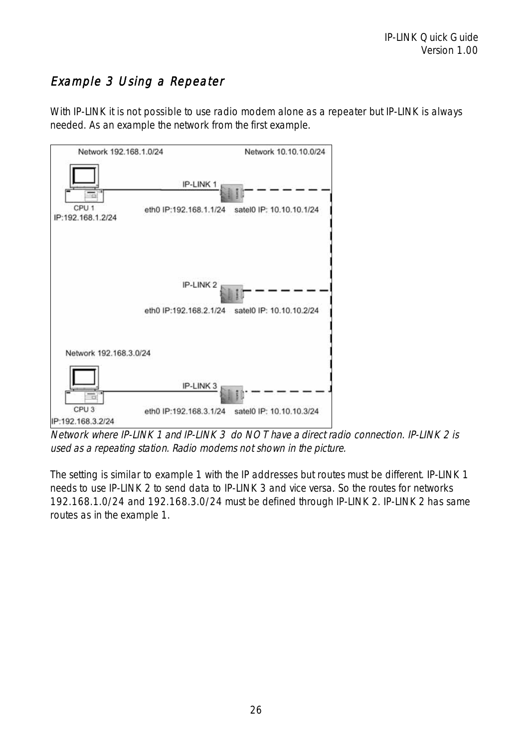## *Example 3 Using a Repeater*

With IP-LINK it is not possible to use radio modem alone as a repeater but IP-LINK is always needed. As an example the network from the first example.

Network 192.168.1.0/24
Network 10.10.10.0/24
IP-LINK 1
CPU 1
IP:192.168.1.2/24
eth0 IP:192.168.1.1/24
satel0 IP: 10.10.10.1/24
IP-LINK 2
eth0 IP:192.168.2.1/24
satel0 IP: 10.10.10.2/24
Network 192.168.3.0/24
IP-LINK 3
CPU 3
IP:192.168.3.2/24
eth0 IP:192.168.3.1/24
satel0 IP: 10.10.10.3/24

*Network where IP-LINK 1 and IP-LINK 3 do NOT have a direct radio connection. IP-LINK 2 is used as a repeating station. Radio modems not shown in the picture.*

The setting is similar to example 1 with the IP addresses but routes must be different. IP-LINK 1 needs to use IP-LINK 2 to send data to IP-LINK 3 and vice versa. So the routes for networks 192.168.1.0/24 and 192.168.3.0/24 must be defined through IP-LINK 2. IP-LINK 2 has same routes as in the example 1.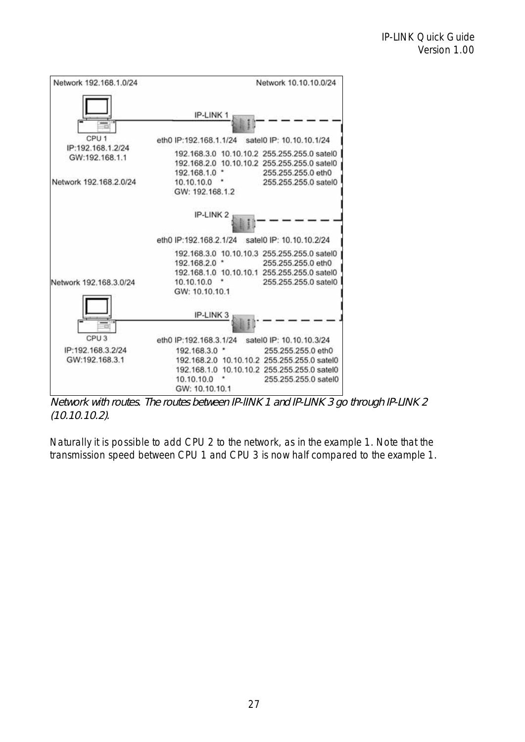Network 192.168.1.0/24

Network 10.10.10.0/24

IP-LINK 1

CPU 1
IP:192.168.1.2/24
GW:192.168.1.1

eth0 IP:192.168.1.1/24 satel0 IP: 10.10.10.1/24

192.168.3.0 10.10.10.2 255.255.255.0 satel0
192.168.2.0 10.10.10.2 255.255.255.0 satel0
192.168.1.0 * 255.255.255.0 eth0
10.10.10.0 * 255.255.255.0 satel0
GW: 192.168.1.2

Network 192.168.2.0/24

IP-LINK 2

eth0 IP:192.168.2.1/24 satel0 IP: 10.10.10.2/24

192.168.3.0 10.10.10.3 255.255.255.0 satel0
192.168.2.0 * 255.255.255.0 eth0
192.168.1.0 10.10.10.1 255.255.255.0 satel0
10.10.10.0 * 255.255.255.0 satel0
GW: 10.10.10.1

Network 192.168.3.0/24

IP-LINK 3

CPU 3
IP:192.168.3.2/24
GW:192.168.3.1

eth0 IP:192.168.3.1/24 satel0 IP: 10.10.10.3/24

192.168.3.0 * 255.255.255.0 eth0
192.168.2.0 10.10.10.2 255.255.255.0 satel0
192.168.1.0 10.10.10.2 255.255.255.0 satel0
10.10.10.0 * 255.255.255.0 satel0
GW: 10.10.10.1

*Network with routes. The routes between IP-lINK 1 and IP-LINK 3 go through IP-LINK 2 (10.10.10.2).*

Naturally it is possible to add CPU 2 to the network, as in the example 1. Note that the transmission speed between CPU 1 and CPU 3 is now half compared to the example 1.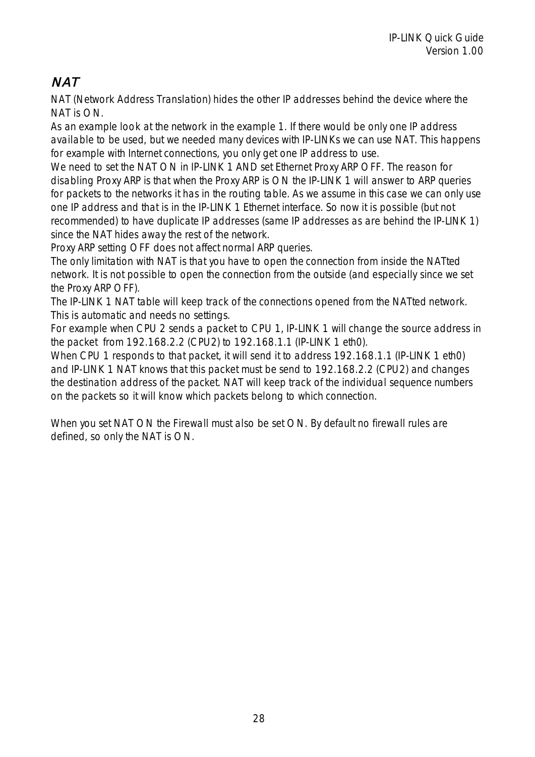## NAT

NAT (Network Address Translation) hides the other IP addresses behind the device where the NAT is ON.

As an example look at the network in the example 1. If there would be only one IP address available to be used, but we needed many devices with IP-LINKs we can use NAT. This happens for example with Internet connections, you only get one IP address to use.

We need to set the NAT ON in IP-LINK 1 AND set Ethernet Proxy ARP OFF. The reason for disabling Proxy ARP is that when the Proxy ARP is ON the IP-LINK 1 will answer to ARP queries for packets to the networks it has in the routing table. As we assume in this case we can only use one IP address and that is in the IP-LINK 1 Ethernet interface. So now it is possible (but not recommended) to have duplicate IP addresses (same IP addresses as are behind the IP-LINK 1) since the NAT hides away the rest of the network.

Proxy ARP setting OFF does not affect normal ARP queries.

The only limitation with NAT is that you have to open the connection from inside the NATted network. It is not possible to open the connection from the outside (and especially since we set the Proxy ARP OFF).

The IP-LINK 1 NAT table will keep track of the connections opened from the NATted network. This is automatic and needs no settings.

For example when CPU 2 sends a packet to CPU 1, IP-LINK 1 will change the source address in the packet from 192.168.2.2 (CPU2) to 192.168.1.1 (IP-LINK 1 eth0).

When CPU 1 responds to that packet, it will send it to address 192.168.1.1 (IP-LINK 1 eth0) and IP-LINK 1 NAT knows that this packet must be send to 192.168.2.2 (CPU2) and changes the destination address of the packet. NAT will keep track of the individual sequence numbers on the packets so it will know which packets belong to which connection.

When you set NAT ON the Firewall must also be set ON. By default no firewall rules are defined, so only the NAT is ON.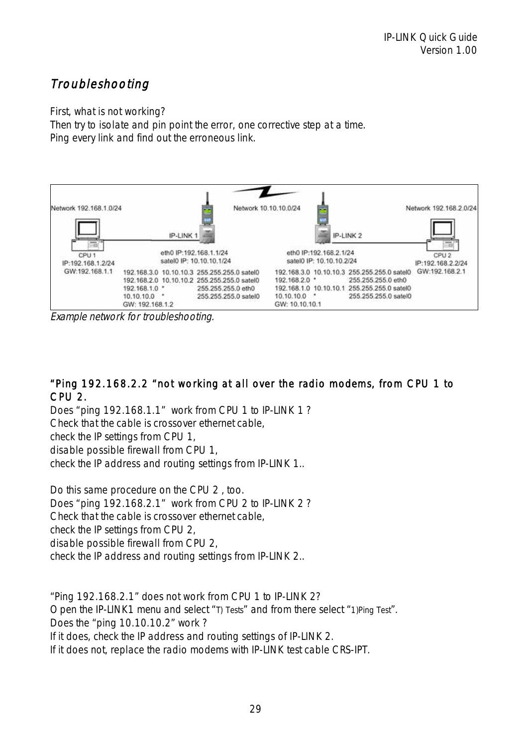## *Troubleshooting*

First, what is not working?
Then try to isolate and pin point the error, one corrective step at a time.
Ping every link and find out the erroneous link.

Network 192.168.1.0/24
Network 10.10.10.0/24
Network 192.168.2.0/24
CPU 1
IP:192.168.1.2/24
GW:192.168.1.1
IP-LINK 1
eth0 IP:192.168.1.1/24
satel0 IP: 10.10.10.1/24
192.168.3.0 10.10.10.3 255.255.255.0 satel0
192.168.2.0 10.10.10.2 255.255.255.0 satel0
192.168.1.0 * 255.255.255.0 eth0
10.10.10.0 * 255.255.255.0 satel0
GW: 192.168.1.2
IP-LINK 2
eth0 IP:192.168.2.1/24
satel0 IP: 10.10.10.2/24
192.168.3.0 10.10.10.3 255.255.255.0 satel0
192.168.2.0 * 255.255.255.0 eth0
192.168.1.0 10.10.10.1 255.255.255.0 satel0
10.10.10.0 * 255.255.255.0 satel0
GW: 10.10.10.1
CPU 2
IP:192.168.2.2/24
GW:192.168.2.1

*Example network for troubleshooting.*

### "Ping 192.168.2.2 "not working at all over the radio modems, from CPU 1 to CPU 2.

Does "ping 192.168.1.1" work from CPU 1 to IP-LINK 1 ?
Check that the cable is crossover ethernet cable,
check the IP settings from CPU 1,
disable possible firewall from CPU 1,
check the IP address and routing settings from IP-LINK 1..

Do this same procedure on the CPU 2 , too.
Does "ping 192.168.2.1" work from CPU 2 to IP-LINK 2 ?
Check that the cable is crossover ethernet cable,
check the IP settings from CPU 2,
disable possible firewall from CPU 2,
check the IP address and routing settings from IP-LINK 2..

"Ping 192.168.2.1" does not work from CPU 1 to IP-LINK 2?
Open the IP-LINK1 menu and select "T) Tests" and from there select "1)Ping Test".
Does the "ping 10.10.10.2" work ?
If it does, check the IP address and routing settings of IP-LINK 2.
If it does not, replace the radio modems with IP-LINK test cable CRS-IPT.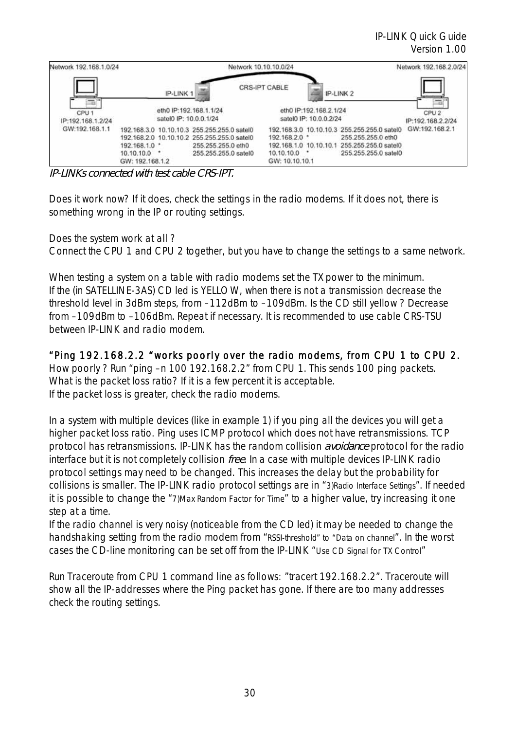Network 192.168.1.0/24

Network 10.10.10.0/24

Network 192.168.2.0/24

IP-LINK 1

CRS-IPT CABLE

IP-LINK 2

CPU 1
IP:192.168.1.2/24
GW:192.168.1.1

eth0 IP:192.168.1.1/24
satel0 IP: 10.0.0.1/24

192.168.3.0 10.10.10.3 255.255.255.0 satel0
192.168.2.0 10.10.10.2 255.255.255.0 satel0
192.168.1.0 * 255.255.255.0 eth0
10.10.10.0 * 255.255.255.0 satel0
GW: 192.168.1.2

eth0 IP:192.168.2.1/24
satel0 IP: 10.0.0.2/24

192.168.3.0 10.10.10.3 255.255.255.0 satel0
192.168.2.0 * 255.255.255.0 eth0
192.168.1.0 10.10.10.1 255.255.255.0 satel0
10.10.10.0 * 255.255.255.0 satel0
GW: 10.10.10.1

CPU 2
IP:192.168.2.2/24
GW:192.168.2.1

*IP-LINKs connected with test cable CRS-IPT.*

Does it work now? If it does, check the settings in the radio modems. If it does not, there is something wrong in the IP or routing settings.

Does the system work at all ?
Connect the CPU 1 and CPU 2 together, but you have to change the settings to a same network.

When testing a system on a table with radio modems set the TX power to the minimum.
If the (in SATELLINE-3AS) CD led is YELLOW, when there is not a transmission decrease the threshold level in 3dBm steps, from –112dBm to –109dBm. Is the CD still yellow ? Decrease from –109dBm to –106dBm. Repeat if necessary. It is recommended to use cable CRS-TSU between IP-LINK and radio modem.

**"Ping 192.168.2.2 "works poorly over the radio modems, from CPU 1 to CPU 2.**
How poorly ? Run "ping –n 100 192.168.2.2" from CPU 1. This sends 100 ping packets.
What is the packet loss ratio? If it is a few percent it is acceptable.
If the packet loss is greater, check the radio modems.

In a system with multiple devices (like in example 1) if you ping all the devices you will get a higher packet loss ratio. Ping uses ICMP protocol which does not have retransmissions. TCP protocol has retransmissions. IP-LINK has the random collision *avoidance* protocol for the radio interface but it is not completely collision *free*. In a case with multiple devices IP-LINK radio protocol settings may need to be changed. This increases the delay but the probability for collisions is smaller. The IP-LINK radio protocol settings are in "3)Radio Interface Settings". If needed it is possible to change the "7)Max Random Factor for Time" to a higher value, try increasing it one step at a time.
If the radio channel is very noisy (noticeable from the CD led) it may be needed to change the handshaking setting from the radio modem from "RSSI-threshold" to "Data on channel". In the worst cases the CD-line monitoring can be set off from the IP-LINK "Use CD Signal for TX Control"

Run Traceroute from CPU 1 command line as follows: "tracert 192.168.2.2". Traceroute will show all the IP-addresses where the Ping packet has gone. If there are too many addresses check the routing settings.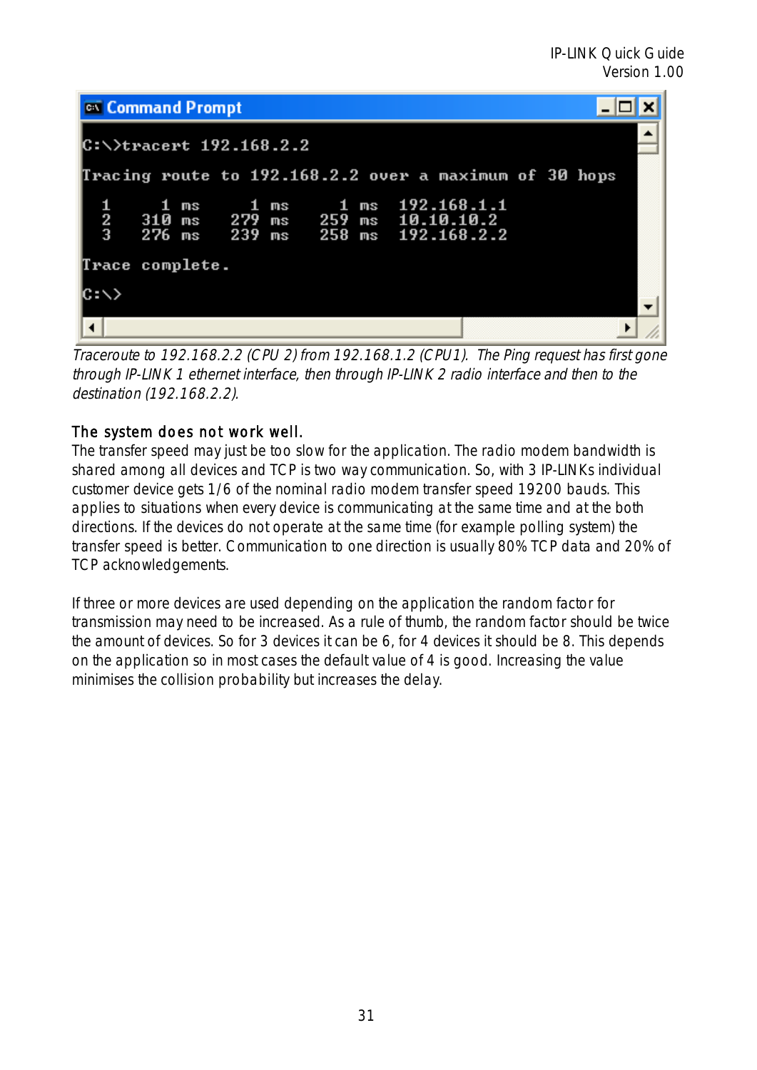```
C:\>tracert 192.168.2.2

Tracing route to 192.168.2.2 over a maximum of 30 hops

  1     1 ms     1 ms     1 ms  192.168.1.1
  2   310 ms   279 ms   259 ms  10.10.10.2
  3   276 ms   239 ms   258 ms  192.168.2.2

Trace complete.

C:\>
```

*Traceroute to 192.168.2.2 (CPU 2) from 192.168.1.2 (CPU1). The Ping request has first gone through IP-LINK 1 ethernet interface, then through IP-LINK 2 radio interface and then to the destination (192.168.2.2).*

### The system does not work well.

The transfer speed may just be too slow for the application. The radio modem bandwidth is shared among all devices and TCP is two way communication. So, with 3 IP-LINKs individual customer device gets 1/6 of the nominal radio modem transfer speed 19200 bauds. This applies to situations when every device is communicating at the same time and at the both directions. If the devices do not operate at the same time (for example polling system) the transfer speed is better. Communication to one direction is usually 80% TCP data and 20% of TCP acknowledgements.

If three or more devices are used depending on the application the random factor for transmission may need to be increased. As a rule of thumb, the random factor should be twice the amount of devices. So for 3 devices it can be 6, for 4 devices it should be 8. This depends on the application so in most cases the default value of 4 is good. Increasing the value minimises the collision probability but increases the delay.